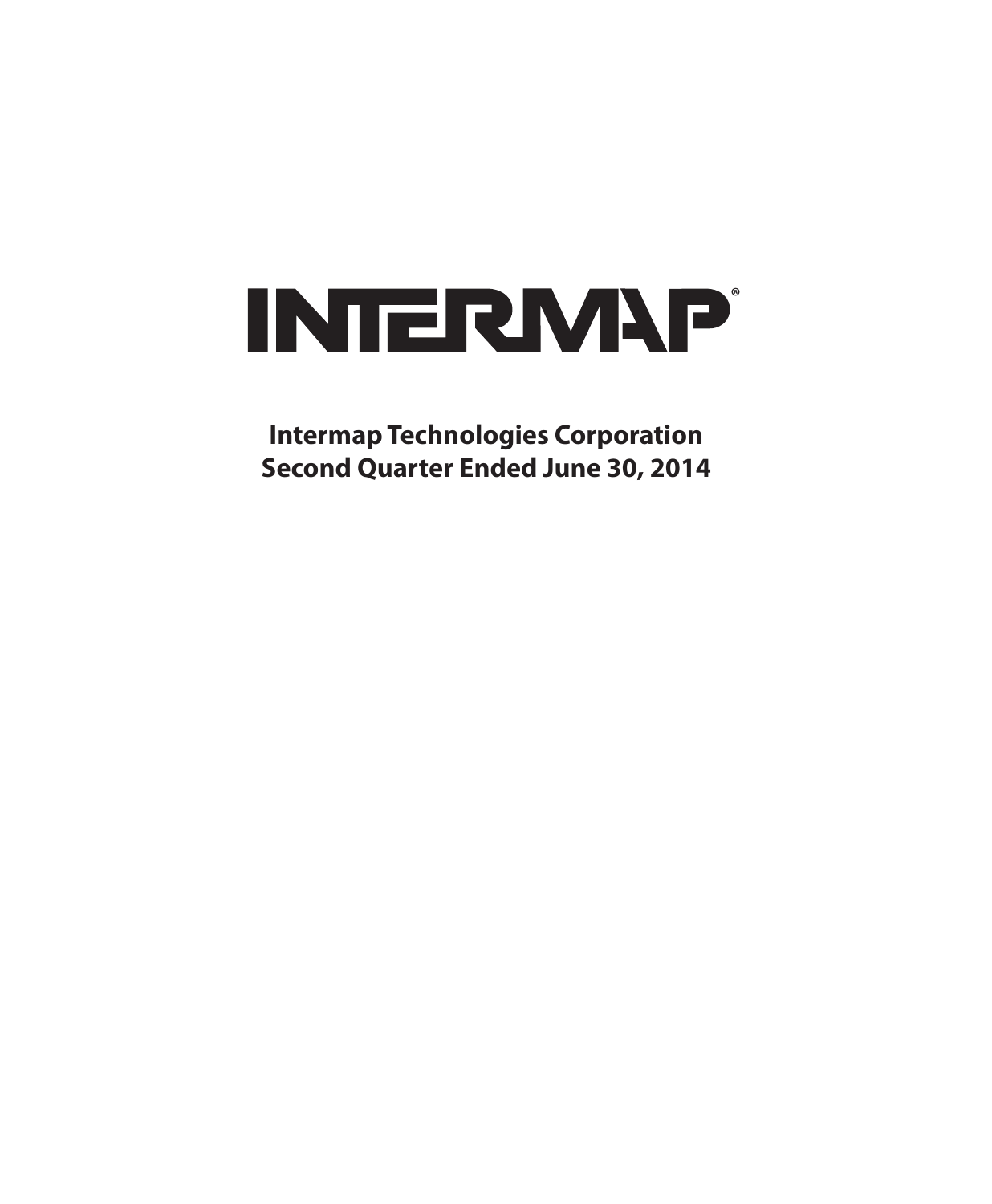# INTERMAP®

**Intermap Technologies Corporation**
**Second Quarter Ended June 30, 2014**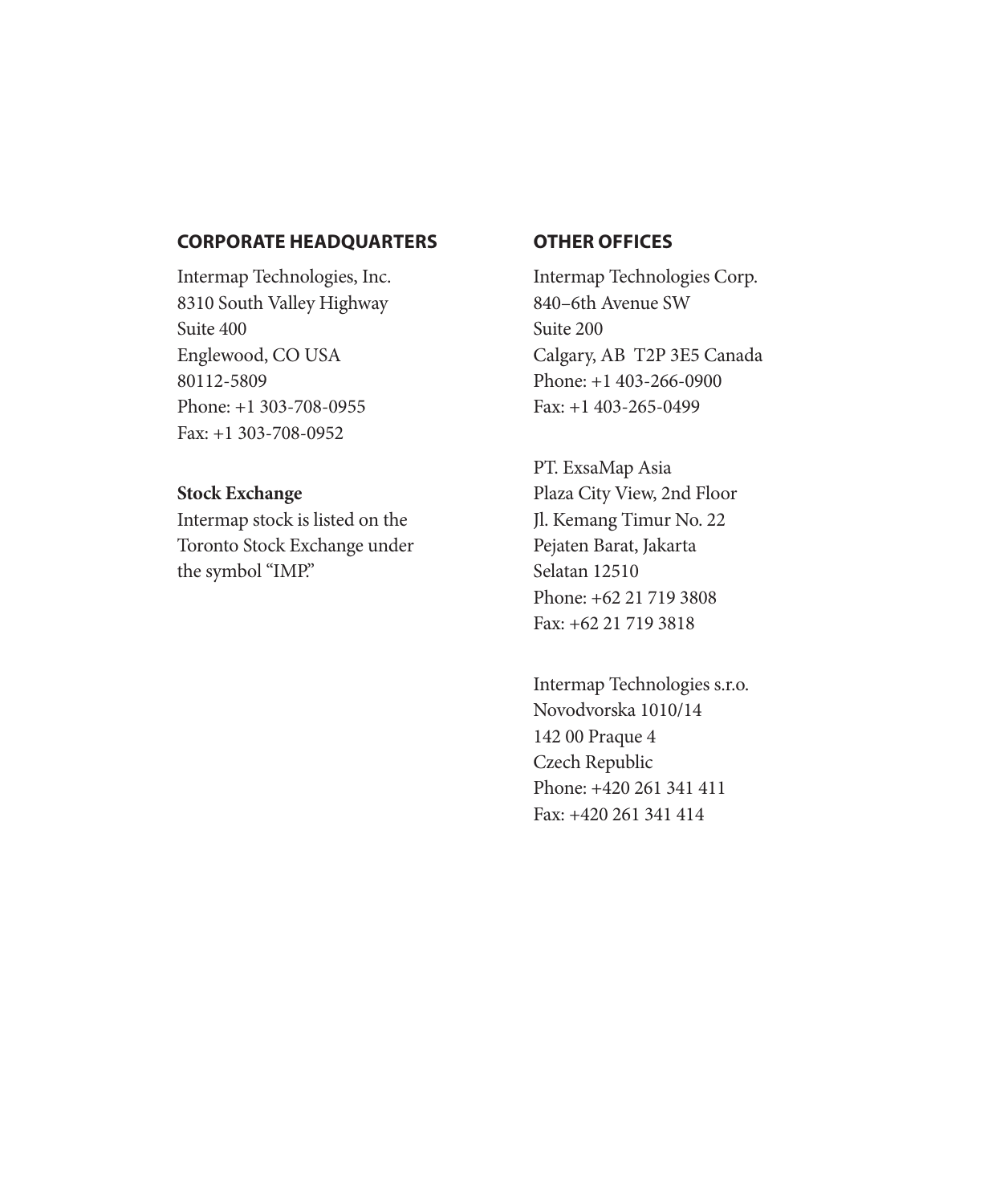## CORPORATE HEADQUARTERS

Intermap Technologies, Inc.
8310 South Valley Highway
Suite 400
Englewood, CO USA
80112-5809
Phone: +1 303-708-0955
Fax: +1 303-708-0952

**Stock Exchange**
Intermap stock is listed on the Toronto Stock Exchange under the symbol “IMP.”

## OTHER OFFICES

Intermap Technologies Corp.
840–6th Avenue SW
Suite 200
Calgary, AB  T2P 3E5 Canada
Phone: +1 403-266-0900
Fax: +1 403-265-0499

PT. ExsaMap Asia
Plaza City View, 2nd Floor
Jl. Kemang Timur No. 22
Pejaten Barat, Jakarta
Selatan 12510
Phone: +62 21 719 3808
Fax: +62 21 719 3818

Intermap Technologies s.r.o.
Novodvorska 1010/14
142 00 Praque 4
Czech Republic
Phone: +420 261 341 411
Fax: +420 261 341 414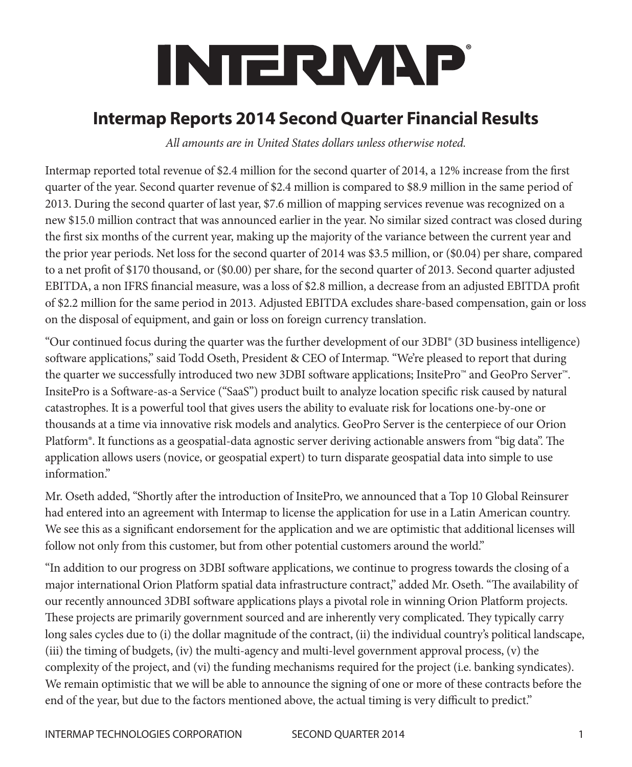# INTERMAP®

## Intermap Reports 2014 Second Quarter Financial Results

*All amounts are in United States dollars unless otherwise noted.*

Intermap reported total revenue of $2.4 million for the second quarter of 2014, a 12% increase from the first quarter of the year. Second quarter revenue of $2.4 million is compared to $8.9 million in the same period of 2013. During the second quarter of last year, $7.6 million of mapping services revenue was recognized on a new $15.0 million contract that was announced earlier in the year. No similar sized contract was closed during the first six months of the current year, making up the majority of the variance between the current year and the prior year periods. Net loss for the second quarter of 2014 was $3.5 million, or ($0.04) per share, compared to a net profit of $170 thousand, or ($0.00) per share, for the second quarter of 2013. Second quarter adjusted EBITDA, a non IFRS financial measure, was a loss of $2.8 million, a decrease from an adjusted EBITDA profit of $2.2 million for the same period in 2013. Adjusted EBITDA excludes share-based compensation, gain or loss on the disposal of equipment, and gain or loss on foreign currency translation.

"Our continued focus during the quarter was the further development of our 3DBI® (3D business intelligence) software applications," said Todd Oseth, President & CEO of Intermap. "We're pleased to report that during the quarter we successfully introduced two new 3DBI software applications; InsitePro™ and GeoPro Server™. InsitePro is a Software-as-a Service ("SaaS") product built to analyze location specific risk caused by natural catastrophes. It is a powerful tool that gives users the ability to evaluate risk for locations one-by-one or thousands at a time via innovative risk models and analytics. GeoPro Server is the centerpiece of our Orion Platform®. It functions as a geospatial-data agnostic server deriving actionable answers from "big data". The application allows users (novice, or geospatial expert) to turn disparate geospatial data into simple to use information."

Mr. Oseth added, "Shortly after the introduction of InsitePro, we announced that a Top 10 Global Reinsurer had entered into an agreement with Intermap to license the application for use in a Latin American country. We see this as a significant endorsement for the application and we are optimistic that additional licenses will follow not only from this customer, but from other potential customers around the world."

"In addition to our progress on 3DBI software applications, we continue to progress towards the closing of a major international Orion Platform spatial data infrastructure contract," added Mr. Oseth. "The availability of our recently announced 3DBI software applications plays a pivotal role in winning Orion Platform projects. These projects are primarily government sourced and are inherently very complicated. They typically carry long sales cycles due to (i) the dollar magnitude of the contract, (ii) the individual country's political landscape, (iii) the timing of budgets, (iv) the multi-agency and multi-level government approval process, (v) the complexity of the project, and (vi) the funding mechanisms required for the project (i.e. banking syndicates). We remain optimistic that we will be able to announce the signing of one or more of these contracts before the end of the year, but due to the factors mentioned above, the actual timing is very difficult to predict."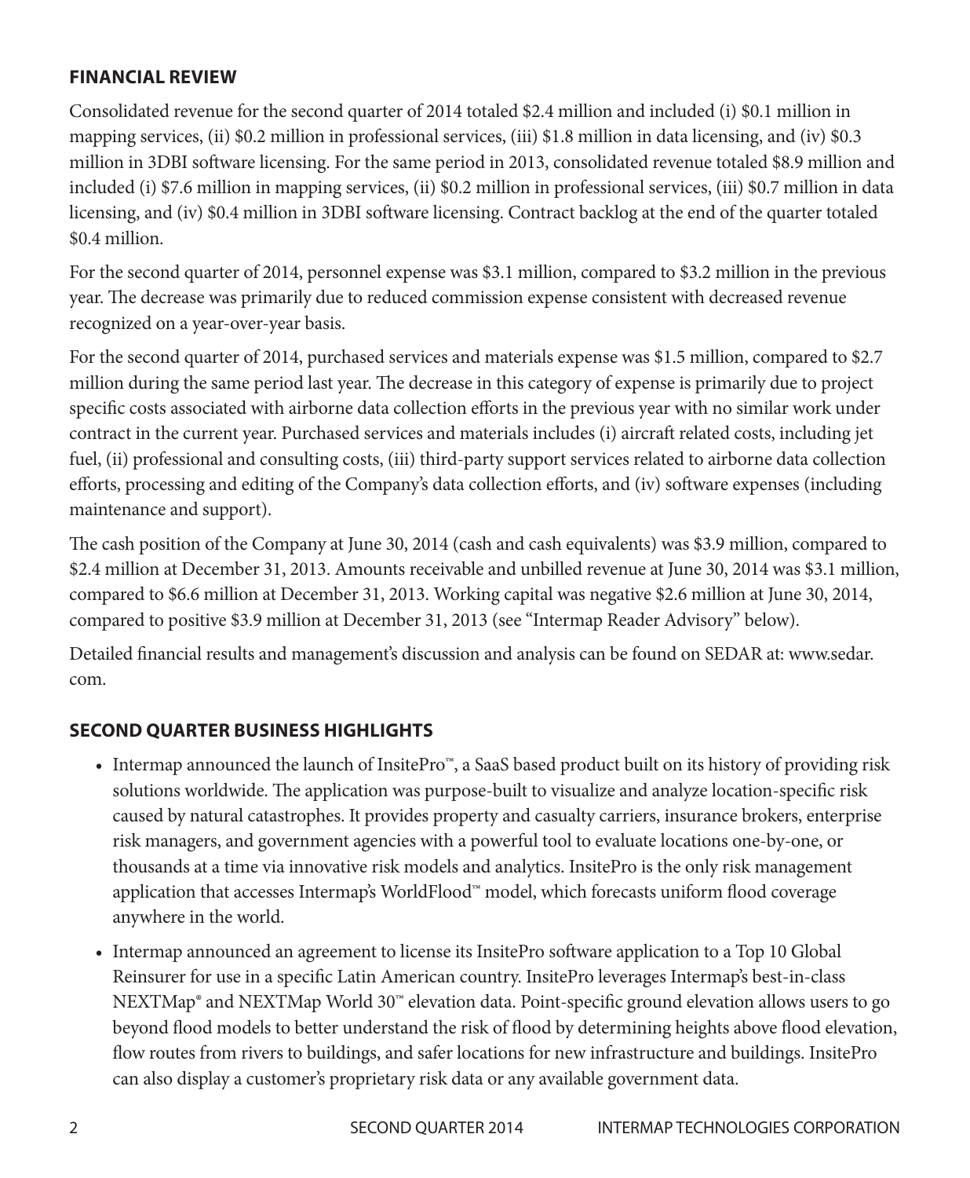## FINANCIAL REVIEW

Consolidated revenue for the second quarter of 2014 totaled $2.4 million and included (i) $0.1 million in mapping services, (ii) $0.2 million in professional services, (iii) $1.8 million in data licensing, and (iv) $0.3 million in 3DBI software licensing. For the same period in 2013, consolidated revenue totaled $8.9 million and included (i) $7.6 million in mapping services, (ii) $0.2 million in professional services, (iii) $0.7 million in data licensing, and (iv) $0.4 million in 3DBI software licensing. Contract backlog at the end of the quarter totaled $0.4 million.

For the second quarter of 2014, personnel expense was $3.1 million, compared to $3.2 million in the previous year. The decrease was primarily due to reduced commission expense consistent with decreased revenue recognized on a year-over-year basis.

For the second quarter of 2014, purchased services and materials expense was $1.5 million, compared to $2.7 million during the same period last year. The decrease in this category of expense is primarily due to project specific costs associated with airborne data collection efforts in the previous year with no similar work under contract in the current year. Purchased services and materials includes (i) aircraft related costs, including jet fuel, (ii) professional and consulting costs, (iii) third-party support services related to airborne data collection efforts, processing and editing of the Company's data collection efforts, and (iv) software expenses (including maintenance and support).

The cash position of the Company at June 30, 2014 (cash and cash equivalents) was $3.9 million, compared to $2.4 million at December 31, 2013. Amounts receivable and unbilled revenue at June 30, 2014 was $3.1 million, compared to $6.6 million at December 31, 2013. Working capital was negative $2.6 million at June 30, 2014, compared to positive $3.9 million at December 31, 2013 (see "Intermap Reader Advisory" below).

Detailed financial results and management's discussion and analysis can be found on SEDAR at: www.sedar.com.

## SECOND QUARTER BUSINESS HIGHLIGHTS

- Intermap announced the launch of InsitePro™, a SaaS based product built on its history of providing risk solutions worldwide. The application was purpose-built to visualize and analyze location-specific risk caused by natural catastrophes. It provides property and casualty carriers, insurance brokers, enterprise risk managers, and government agencies with a powerful tool to evaluate locations one-by-one, or thousands at a time via innovative risk models and analytics. InsitePro is the only risk management application that accesses Intermap's WorldFlood™ model, which forecasts uniform flood coverage anywhere in the world.
- Intermap announced an agreement to license its InsitePro software application to a Top 10 Global Reinsurer for use in a specific Latin American country. InsitePro leverages Intermap's best-in-class NEXTMap® and NEXTMap World 30™ elevation data. Point-specific ground elevation allows users to go beyond flood models to better understand the risk of flood by determining heights above flood elevation, flow routes from rivers to buildings, and safer locations for new infrastructure and buildings. InsitePro can also display a customer's proprietary risk data or any available government data.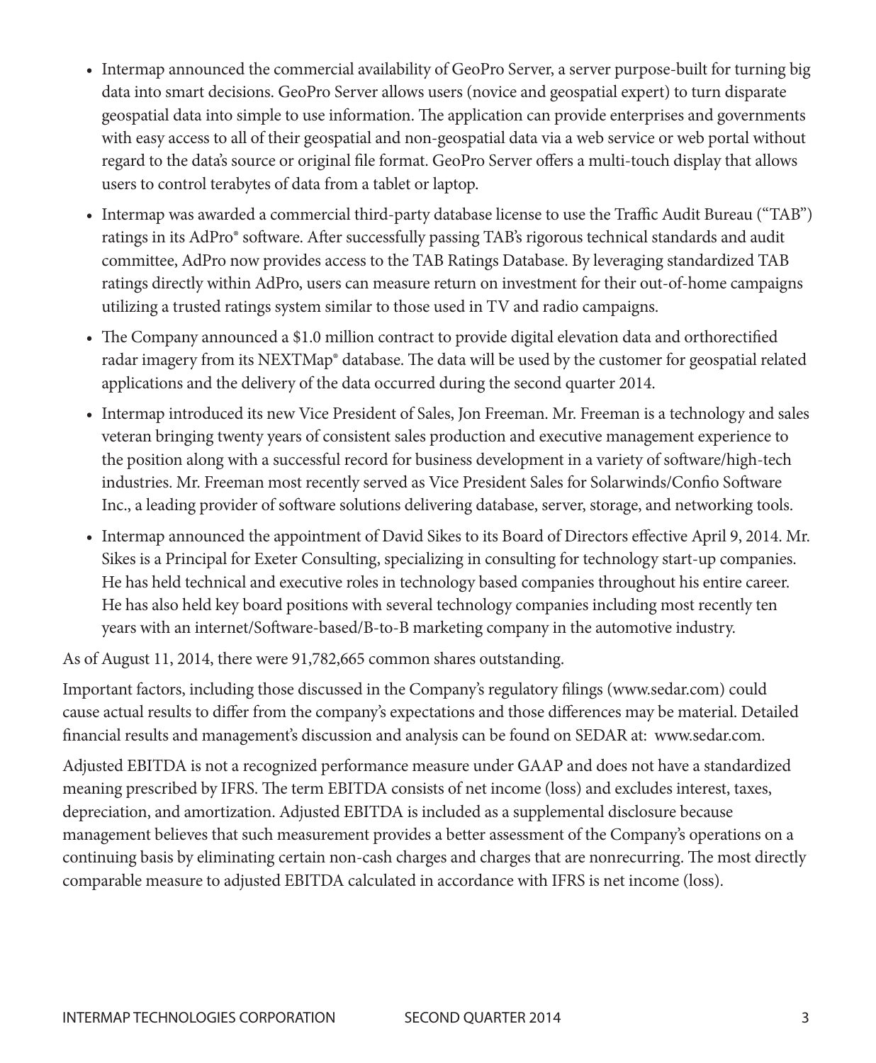- Intermap announced the commercial availability of GeoPro Server, a server purpose-built for turning big data into smart decisions. GeoPro Server allows users (novice and geospatial expert) to turn disparate geospatial data into simple to use information. The application can provide enterprises and governments with easy access to all of their geospatial and non-geospatial data via a web service or web portal without regard to the data's source or original file format. GeoPro Server offers a multi-touch display that allows users to control terabytes of data from a tablet or laptop.
- Intermap was awarded a commercial third-party database license to use the Traffic Audit Bureau ("TAB") ratings in its AdPro® software. After successfully passing TAB's rigorous technical standards and audit committee, AdPro now provides access to the TAB Ratings Database. By leveraging standardized TAB ratings directly within AdPro, users can measure return on investment for their out-of-home campaigns utilizing a trusted ratings system similar to those used in TV and radio campaigns.
- The Company announced a $1.0 million contract to provide digital elevation data and orthorectified radar imagery from its NEXTMap® database. The data will be used by the customer for geospatial related applications and the delivery of the data occurred during the second quarter 2014.
- Intermap introduced its new Vice President of Sales, Jon Freeman. Mr. Freeman is a technology and sales veteran bringing twenty years of consistent sales production and executive management experience to the position along with a successful record for business development in a variety of software/high-tech industries. Mr. Freeman most recently served as Vice President Sales for Solarwinds/Confio Software Inc., a leading provider of software solutions delivering database, server, storage, and networking tools.
- Intermap announced the appointment of David Sikes to its Board of Directors effective April 9, 2014. Mr. Sikes is a Principal for Exeter Consulting, specializing in consulting for technology start-up companies. He has held technical and executive roles in technology based companies throughout his entire career. He has also held key board positions with several technology companies including most recently ten years with an internet/Software-based/B-to-B marketing company in the automotive industry.

As of August 11, 2014, there were 91,782,665 common shares outstanding.

Important factors, including those discussed in the Company's regulatory filings (www.sedar.com) could cause actual results to differ from the company's expectations and those differences may be material. Detailed financial results and management's discussion and analysis can be found on SEDAR at: www.sedar.com.

Adjusted EBITDA is not a recognized performance measure under GAAP and does not have a standardized meaning prescribed by IFRS. The term EBITDA consists of net income (loss) and excludes interest, taxes, depreciation, and amortization. Adjusted EBITDA is included as a supplemental disclosure because management believes that such measurement provides a better assessment of the Company's operations on a continuing basis by eliminating certain non-cash charges and charges that are nonrecurring. The most directly comparable measure to adjusted EBITDA calculated in accordance with IFRS is net income (loss).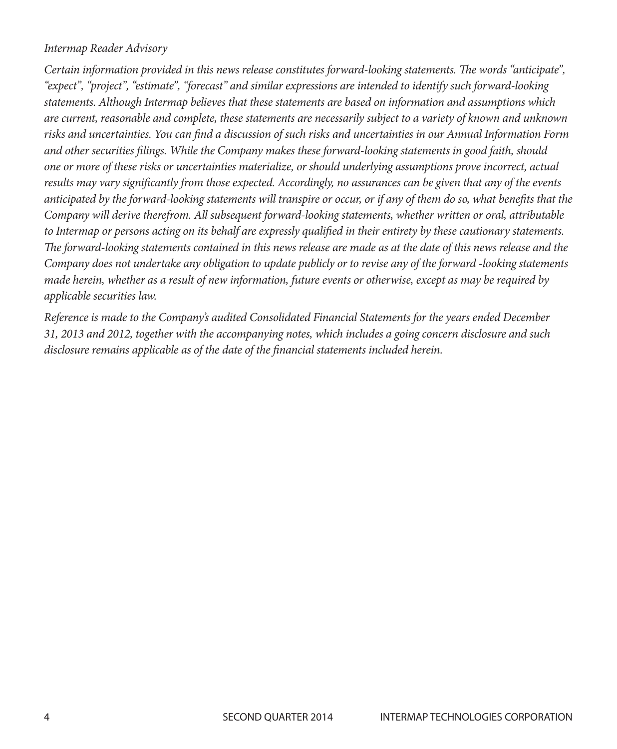*Intermap Reader Advisory*

*Certain information provided in this news release constitutes forward-looking statements. The words "anticipate", "expect", "project", "estimate", "forecast" and similar expressions are intended to identify such forward-looking statements. Although Intermap believes that these statements are based on information and assumptions which are current, reasonable and complete, these statements are necessarily subject to a variety of known and unknown risks and uncertainties. You can find a discussion of such risks and uncertainties in our Annual Information Form and other securities filings. While the Company makes these forward-looking statements in good faith, should one or more of these risks or uncertainties materialize, or should underlying assumptions prove incorrect, actual results may vary significantly from those expected. Accordingly, no assurances can be given that any of the events anticipated by the forward-looking statements will transpire or occur, or if any of them do so, what benefits that the Company will derive therefrom. All subsequent forward-looking statements, whether written or oral, attributable to Intermap or persons acting on its behalf are expressly qualified in their entirety by these cautionary statements. The forward-looking statements contained in this news release are made as at the date of this news release and the Company does not undertake any obligation to update publicly or to revise any of the forward -looking statements made herein, whether as a result of new information, future events or otherwise, except as may be required by applicable securities law.*

*Reference is made to the Company's audited Consolidated Financial Statements for the years ended December 31, 2013 and 2012, together with the accompanying notes, which includes a going concern disclosure and such disclosure remains applicable as of the date of the financial statements included herein.*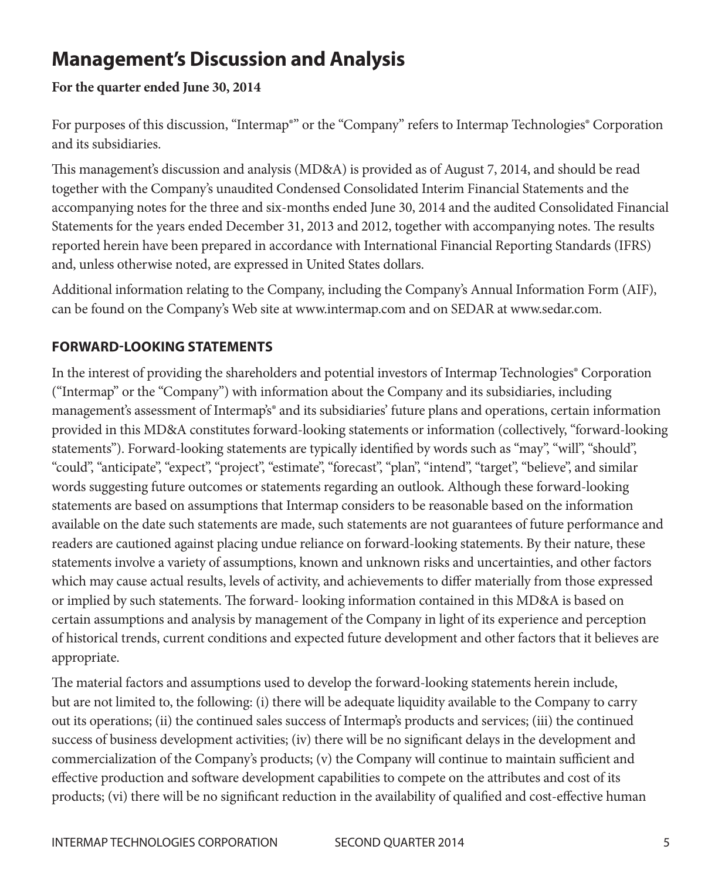# Management's Discussion and Analysis

**For the quarter ended June 30, 2014**

For purposes of this discussion, "Intermap®" or the "Company" refers to Intermap Technologies® Corporation and its subsidiaries.

This management's discussion and analysis (MD&A) is provided as of August 7, 2014, and should be read together with the Company's unaudited Condensed Consolidated Interim Financial Statements and the accompanying notes for the three and six-months ended June 30, 2014 and the audited Consolidated Financial Statements for the years ended December 31, 2013 and 2012, together with accompanying notes. The results reported herein have been prepared in accordance with International Financial Reporting Standards (IFRS) and, unless otherwise noted, are expressed in United States dollars.

Additional information relating to the Company, including the Company's Annual Information Form (AIF), can be found on the Company's Web site at www.intermap.com and on SEDAR at www.sedar.com.

## FORWARD-LOOKING STATEMENTS

In the interest of providing the shareholders and potential investors of Intermap Technologies® Corporation ("Intermap" or the "Company") with information about the Company and its subsidiaries, including management's assessment of Intermap's® and its subsidiaries' future plans and operations, certain information provided in this MD&A constitutes forward-looking statements or information (collectively, "forward-looking statements"). Forward-looking statements are typically identified by words such as "may", "will", "should", "could", "anticipate", "expect", "project", "estimate", "forecast", "plan", "intend", "target", "believe", and similar words suggesting future outcomes or statements regarding an outlook. Although these forward-looking statements are based on assumptions that Intermap considers to be reasonable based on the information available on the date such statements are made, such statements are not guarantees of future performance and readers are cautioned against placing undue reliance on forward-looking statements. By their nature, these statements involve a variety of assumptions, known and unknown risks and uncertainties, and other factors which may cause actual results, levels of activity, and achievements to differ materially from those expressed or implied by such statements. The forward- looking information contained in this MD&A is based on certain assumptions and analysis by management of the Company in light of its experience and perception of historical trends, current conditions and expected future development and other factors that it believes are appropriate.

The material factors and assumptions used to develop the forward-looking statements herein include, but are not limited to, the following: (i) there will be adequate liquidity available to the Company to carry out its operations; (ii) the continued sales success of Intermap's products and services; (iii) the continued success of business development activities; (iv) there will be no significant delays in the development and commercialization of the Company's products; (v) the Company will continue to maintain sufficient and effective production and software development capabilities to compete on the attributes and cost of its products; (vi) there will be no significant reduction in the availability of qualified and cost-effective human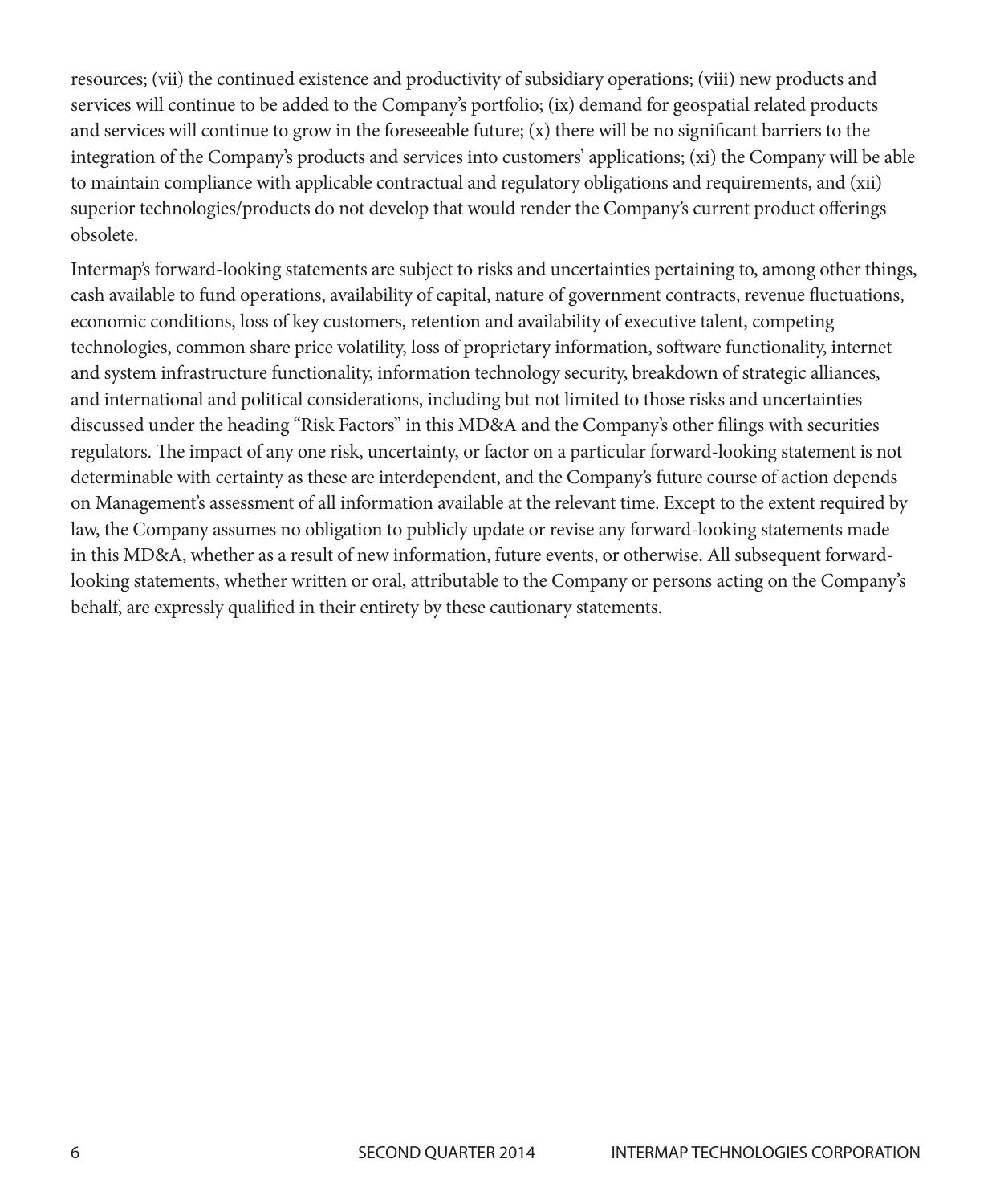resources; (vii) the continued existence and productivity of subsidiary operations; (viii) new products and services will continue to be added to the Company's portfolio; (ix) demand for geospatial related products and services will continue to grow in the foreseeable future; (x) there will be no significant barriers to the integration of the Company's products and services into customers' applications; (xi) the Company will be able to maintain compliance with applicable contractual and regulatory obligations and requirements, and (xii) superior technologies/products do not develop that would render the Company's current product offerings obsolete.

Intermap's forward-looking statements are subject to risks and uncertainties pertaining to, among other things, cash available to fund operations, availability of capital, nature of government contracts, revenue fluctuations, economic conditions, loss of key customers, retention and availability of executive talent, competing technologies, common share price volatility, loss of proprietary information, software functionality, internet and system infrastructure functionality, information technology security, breakdown of strategic alliances, and international and political considerations, including but not limited to those risks and uncertainties discussed under the heading "Risk Factors" in this MD&A and the Company's other filings with securities regulators. The impact of any one risk, uncertainty, or factor on a particular forward-looking statement is not determinable with certainty as these are interdependent, and the Company's future course of action depends on Management's assessment of all information available at the relevant time. Except to the extent required by law, the Company assumes no obligation to publicly update or revise any forward-looking statements made in this MD&A, whether as a result of new information, future events, or otherwise. All subsequent forward-looking statements, whether written or oral, attributable to the Company or persons acting on the Company's behalf, are expressly qualified in their entirety by these cautionary statements.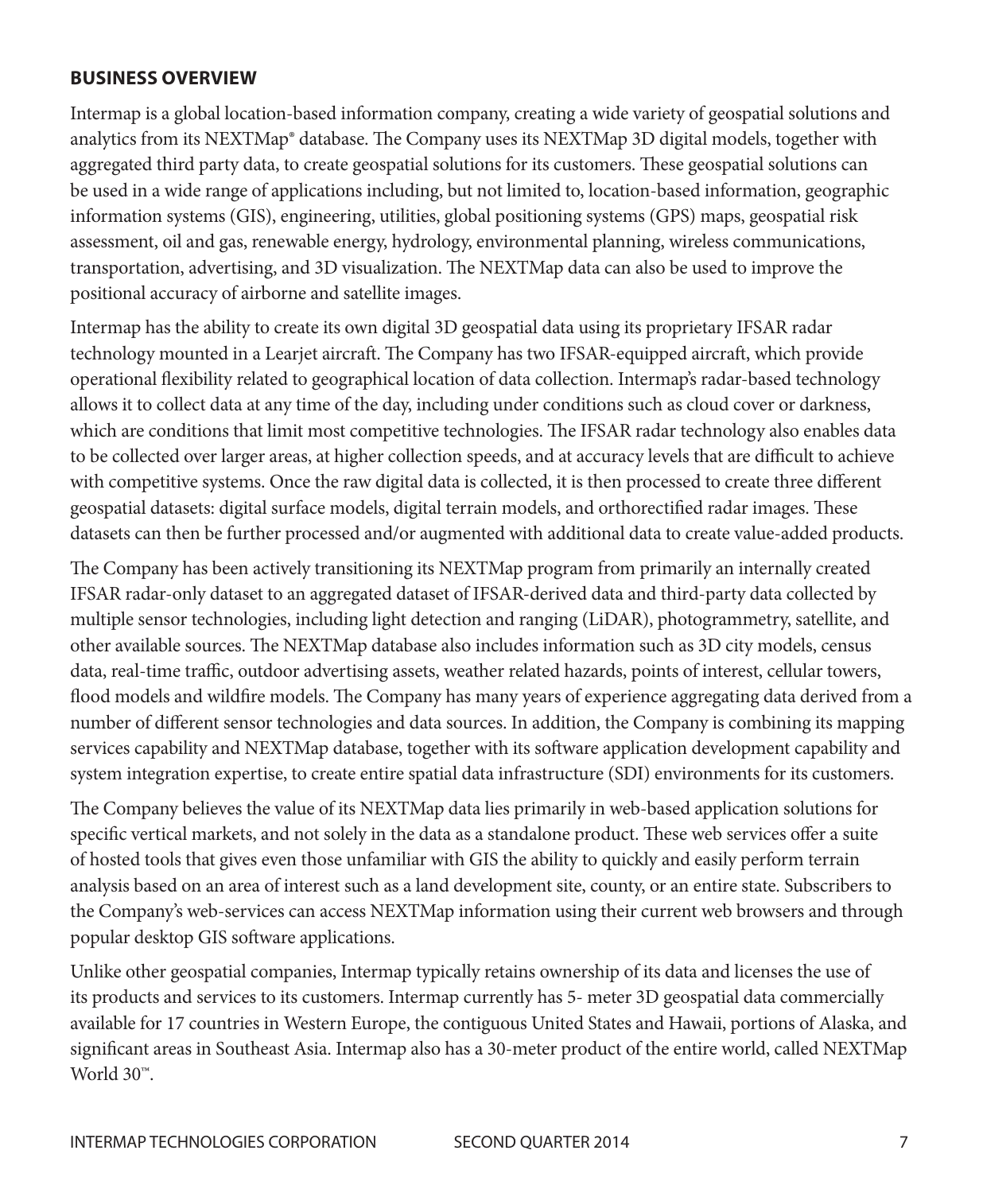## BUSINESS OVERVIEW

Intermap is a global location-based information company, creating a wide variety of geospatial solutions and analytics from its NEXTMap® database. The Company uses its NEXTMap 3D digital models, together with aggregated third party data, to create geospatial solutions for its customers. These geospatial solutions can be used in a wide range of applications including, but not limited to, location-based information, geographic information systems (GIS), engineering, utilities, global positioning systems (GPS) maps, geospatial risk assessment, oil and gas, renewable energy, hydrology, environmental planning, wireless communications, transportation, advertising, and 3D visualization. The NEXTMap data can also be used to improve the positional accuracy of airborne and satellite images.

Intermap has the ability to create its own digital 3D geospatial data using its proprietary IFSAR radar technology mounted in a Learjet aircraft. The Company has two IFSAR-equipped aircraft, which provide operational flexibility related to geographical location of data collection. Intermap's radar-based technology allows it to collect data at any time of the day, including under conditions such as cloud cover or darkness, which are conditions that limit most competitive technologies. The IFSAR radar technology also enables data to be collected over larger areas, at higher collection speeds, and at accuracy levels that are difficult to achieve with competitive systems. Once the raw digital data is collected, it is then processed to create three different geospatial datasets: digital surface models, digital terrain models, and orthorectified radar images. These datasets can then be further processed and/or augmented with additional data to create value-added products.

The Company has been actively transitioning its NEXTMap program from primarily an internally created IFSAR radar-only dataset to an aggregated dataset of IFSAR-derived data and third-party data collected by multiple sensor technologies, including light detection and ranging (LiDAR), photogrammetry, satellite, and other available sources. The NEXTMap database also includes information such as 3D city models, census data, real-time traffic, outdoor advertising assets, weather related hazards, points of interest, cellular towers, flood models and wildfire models. The Company has many years of experience aggregating data derived from a number of different sensor technologies and data sources. In addition, the Company is combining its mapping services capability and NEXTMap database, together with its software application development capability and system integration expertise, to create entire spatial data infrastructure (SDI) environments for its customers.

The Company believes the value of its NEXTMap data lies primarily in web-based application solutions for specific vertical markets, and not solely in the data as a standalone product. These web services offer a suite of hosted tools that gives even those unfamiliar with GIS the ability to quickly and easily perform terrain analysis based on an area of interest such as a land development site, county, or an entire state. Subscribers to the Company's web-services can access NEXTMap information using their current web browsers and through popular desktop GIS software applications.

Unlike other geospatial companies, Intermap typically retains ownership of its data and licenses the use of its products and services to its customers. Intermap currently has 5- meter 3D geospatial data commercially available for 17 countries in Western Europe, the contiguous United States and Hawaii, portions of Alaska, and significant areas in Southeast Asia. Intermap also has a 30-meter product of the entire world, called NEXTMap World 30™.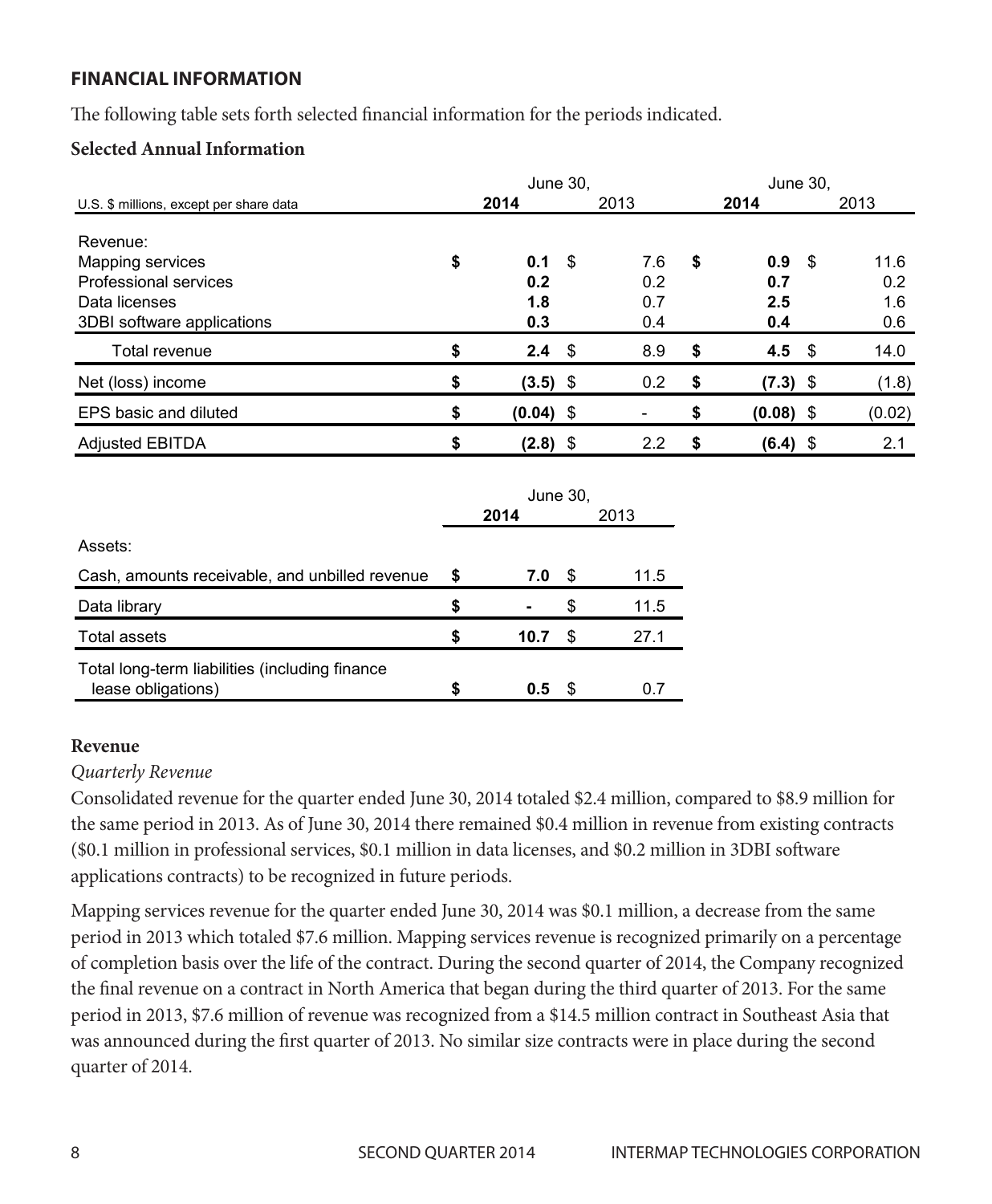## FINANCIAL INFORMATION

The following table sets forth selected financial information for the periods indicated.

### Selected Annual Information

| U.S. $ millions, except per share data | June 30, 2014 | June 30, 2013 | June 30, 2014 | June 30, 2013 |
|---|---|---|---|---|
| Revenue: | | | | |
| Mapping services | $ **0.1** | $ 7.6 | $ **0.9** | $ 11.6 |
| Professional services | **0.2** | 0.2 | **0.7** | 0.2 |
| Data licenses | **1.8** | 0.7 | **2.5** | 1.6 |
| 3DBI software applications | **0.3** | 0.4 | **0.4** | 0.6 |
| Total revenue | $ **2.4** | $ 8.9 | $ **4.5** | $ 14.0 |
| Net (loss) income | $ **(3.5)** | $ 0.2 | $ **(7.3)** | $ (1.8) |
| EPS basic and diluted | $ **(0.04)** | $ - | $ **(0.08)** | $ (0.02) |
| Adjusted EBITDA | $ **(2.8)** | $ 2.2 | $ **(6.4)** | $ 2.1 |

| | June 30, 2014 | June 30, 2013 |
|---|---|---|
| Assets: | | |
| Cash, amounts receivable, and unbilled revenue | $ **7.0** | $ 11.5 |
| Data library | $ **-** | $ 11.5 |
| Total assets | $ **10.7** | $ 27.1 |
| Total long-term liabilities (including finance lease obligations) | $ **0.5** | $ 0.7 |

### Revenue

*Quarterly Revenue*

Consolidated revenue for the quarter ended June 30, 2014 totaled $2.4 million, compared to $8.9 million for the same period in 2013. As of June 30, 2014 there remained $0.4 million in revenue from existing contracts ($0.1 million in professional services, $0.1 million in data licenses, and $0.2 million in 3DBI software applications contracts) to be recognized in future periods.

Mapping services revenue for the quarter ended June 30, 2014 was $0.1 million, a decrease from the same period in 2013 which totaled $7.6 million. Mapping services revenue is recognized primarily on a percentage of completion basis over the life of the contract. During the second quarter of 2014, the Company recognized the final revenue on a contract in North America that began during the third quarter of 2013. For the same period in 2013, $7.6 million of revenue was recognized from a $14.5 million contract in Southeast Asia that was announced during the first quarter of 2013. No similar size contracts were in place during the second quarter of 2014.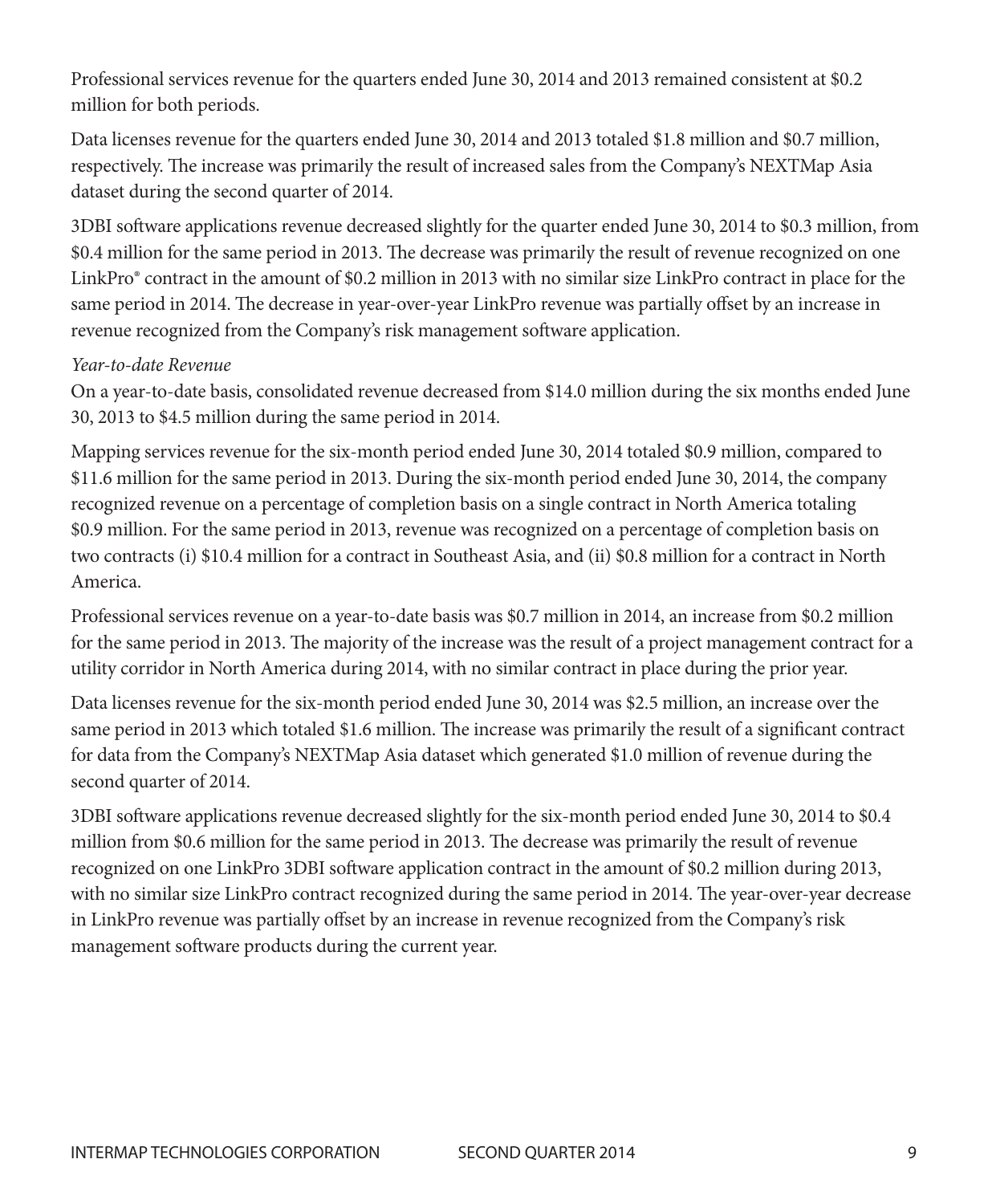Professional services revenue for the quarters ended June 30, 2014 and 2013 remained consistent at $0.2 million for both periods.

Data licenses revenue for the quarters ended June 30, 2014 and 2013 totaled $1.8 million and $0.7 million, respectively. The increase was primarily the result of increased sales from the Company's NEXTMap Asia dataset during the second quarter of 2014.

3DBI software applications revenue decreased slightly for the quarter ended June 30, 2014 to $0.3 million, from $0.4 million for the same period in 2013. The decrease was primarily the result of revenue recognized on one LinkPro® contract in the amount of $0.2 million in 2013 with no similar size LinkPro contract in place for the same period in 2014. The decrease in year-over-year LinkPro revenue was partially offset by an increase in revenue recognized from the Company's risk management software application.

*Year-to-date Revenue*

On a year-to-date basis, consolidated revenue decreased from $14.0 million during the six months ended June 30, 2013 to $4.5 million during the same period in 2014.

Mapping services revenue for the six-month period ended June 30, 2014 totaled $0.9 million, compared to $11.6 million for the same period in 2013. During the six-month period ended June 30, 2014, the company recognized revenue on a percentage of completion basis on a single contract in North America totaling $0.9 million. For the same period in 2013, revenue was recognized on a percentage of completion basis on two contracts (i) $10.4 million for a contract in Southeast Asia, and (ii) $0.8 million for a contract in North America.

Professional services revenue on a year-to-date basis was $0.7 million in 2014, an increase from $0.2 million for the same period in 2013. The majority of the increase was the result of a project management contract for a utility corridor in North America during 2014, with no similar contract in place during the prior year.

Data licenses revenue for the six-month period ended June 30, 2014 was $2.5 million, an increase over the same period in 2013 which totaled $1.6 million. The increase was primarily the result of a significant contract for data from the Company's NEXTMap Asia dataset which generated $1.0 million of revenue during the second quarter of 2014.

3DBI software applications revenue decreased slightly for the six-month period ended June 30, 2014 to $0.4 million from $0.6 million for the same period in 2013. The decrease was primarily the result of revenue recognized on one LinkPro 3DBI software application contract in the amount of $0.2 million during 2013, with no similar size LinkPro contract recognized during the same period in 2014. The year-over-year decrease in LinkPro revenue was partially offset by an increase in revenue recognized from the Company's risk management software products during the current year.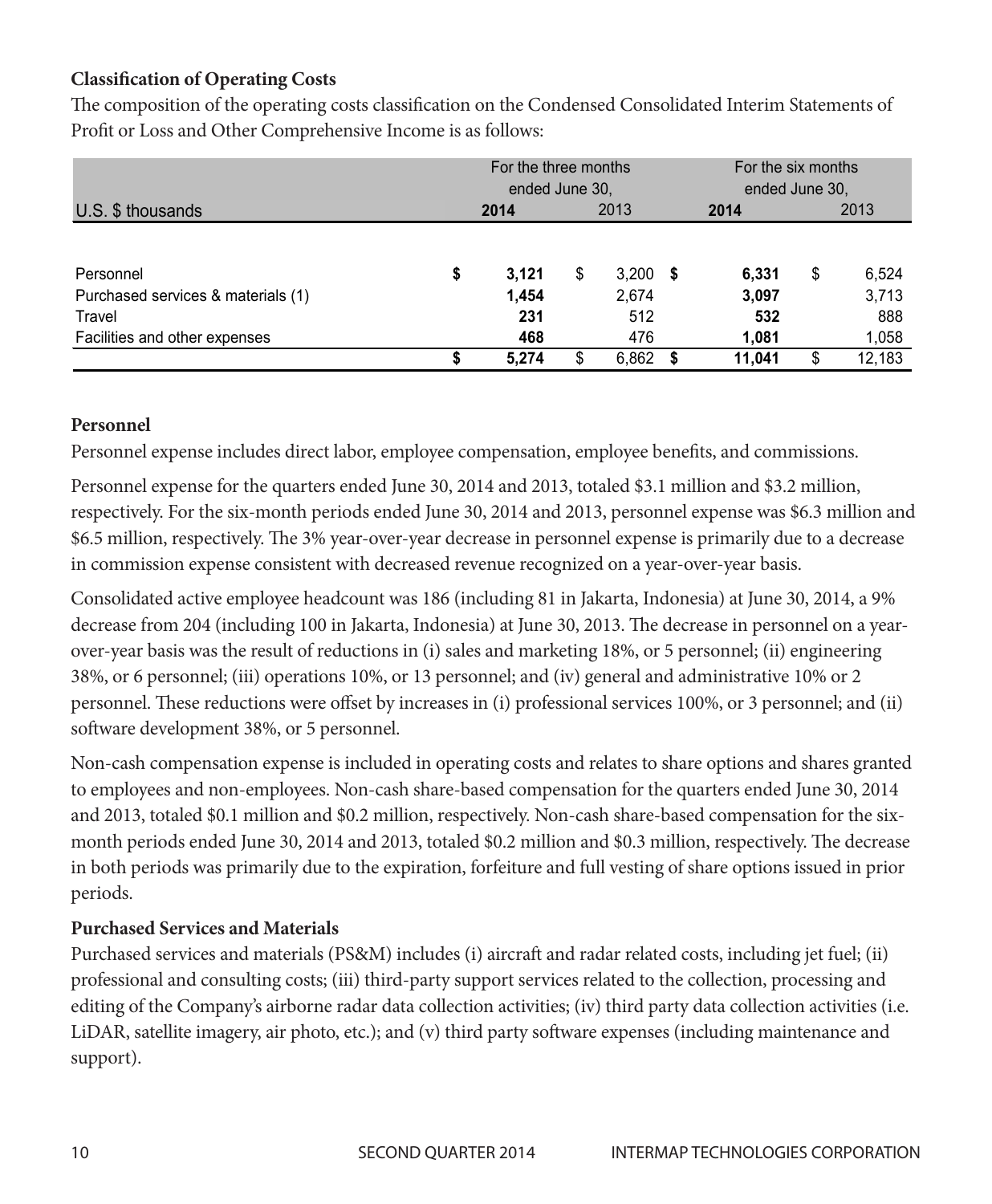**Classification of Operating Costs**

The composition of the operating costs classification on the Condensed Consolidated Interim Statements of Profit or Loss and Other Comprehensive Income is as follows:

| U.S. $ thousands | For the three months ended June 30, 2014 | For the three months ended June 30, 2013 | For the six months ended June 30, 2014 | For the six months ended June 30, 2013 |
|---|---|---|---|---|
| Personnel | **$ 3,121** | $ 3,200 | **$ 6,331** | $ 6,524 |
| Purchased services & materials (1) | **1,454** | 2,674 | **3,097** | 3,713 |
| Travel | **231** | 512 | **532** | 888 |
| Facilities and other expenses | **468** | 476 | **1,081** | 1,058 |
| | **$ 5,274** | $ 6,862 | **$ 11,041** | $ 12,183 |

**Personnel**

Personnel expense includes direct labor, employee compensation, employee benefits, and commissions.

Personnel expense for the quarters ended June 30, 2014 and 2013, totaled $3.1 million and $3.2 million, respectively. For the six-month periods ended June 30, 2014 and 2013, personnel expense was $6.3 million and $6.5 million, respectively. The 3% year-over-year decrease in personnel expense is primarily due to a decrease in commission expense consistent with decreased revenue recognized on a year-over-year basis.

Consolidated active employee headcount was 186 (including 81 in Jakarta, Indonesia) at June 30, 2014, a 9% decrease from 204 (including 100 in Jakarta, Indonesia) at June 30, 2013. The decrease in personnel on a year-over-year basis was the result of reductions in (i) sales and marketing 18%, or 5 personnel; (ii) engineering 38%, or 6 personnel; (iii) operations 10%, or 13 personnel; and (iv) general and administrative 10% or 2 personnel. These reductions were offset by increases in (i) professional services 100%, or 3 personnel; and (ii) software development 38%, or 5 personnel.

Non-cash compensation expense is included in operating costs and relates to share options and shares granted to employees and non-employees. Non-cash share-based compensation for the quarters ended June 30, 2014 and 2013, totaled $0.1 million and $0.2 million, respectively. Non-cash share-based compensation for the six-month periods ended June 30, 2014 and 2013, totaled $0.2 million and $0.3 million, respectively. The decrease in both periods was primarily due to the expiration, forfeiture and full vesting of share options issued in prior periods.

**Purchased Services and Materials**

Purchased services and materials (PS&M) includes (i) aircraft and radar related costs, including jet fuel; (ii) professional and consulting costs; (iii) third-party support services related to the collection, processing and editing of the Company's airborne radar data collection activities; (iv) third party data collection activities (i.e. LiDAR, satellite imagery, air photo, etc.); and (v) third party software expenses (including maintenance and support).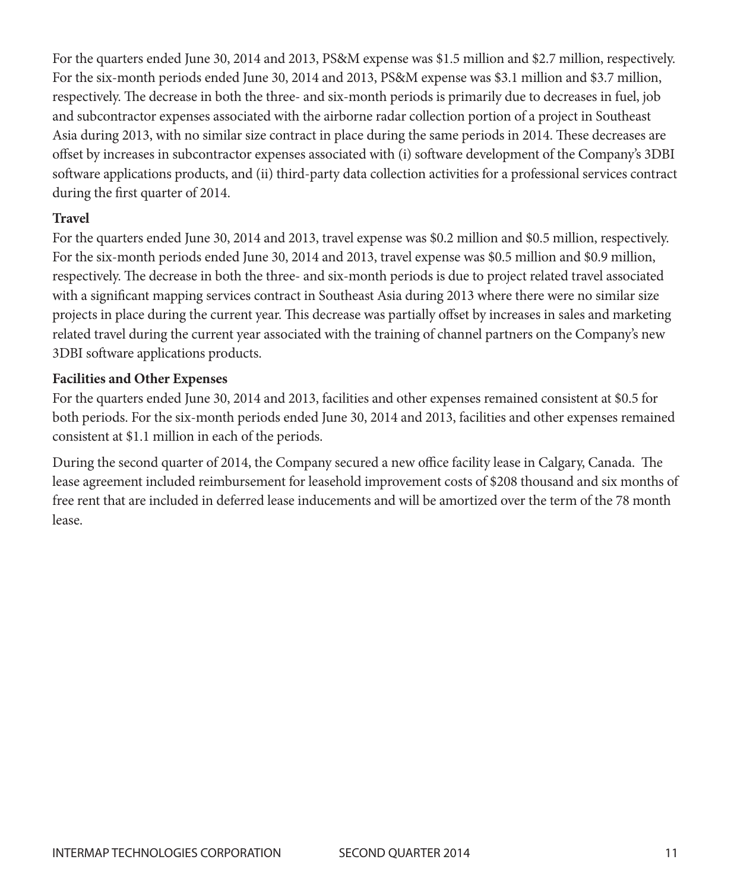For the quarters ended June 30, 2014 and 2013, PS&M expense was $1.5 million and $2.7 million, respectively. For the six-month periods ended June 30, 2014 and 2013, PS&M expense was $3.1 million and $3.7 million, respectively. The decrease in both the three- and six-month periods is primarily due to decreases in fuel, job and subcontractor expenses associated with the airborne radar collection portion of a project in Southeast Asia during 2013, with no similar size contract in place during the same periods in 2014. These decreases are offset by increases in subcontractor expenses associated with (i) software development of the Company's 3DBI software applications products, and (ii) third-party data collection activities for a professional services contract during the first quarter of 2014.

**Travel**

For the quarters ended June 30, 2014 and 2013, travel expense was $0.2 million and $0.5 million, respectively. For the six-month periods ended June 30, 2014 and 2013, travel expense was $0.5 million and $0.9 million, respectively. The decrease in both the three- and six-month periods is due to project related travel associated with a significant mapping services contract in Southeast Asia during 2013 where there were no similar size projects in place during the current year. This decrease was partially offset by increases in sales and marketing related travel during the current year associated with the training of channel partners on the Company's new 3DBI software applications products.

**Facilities and Other Expenses**

For the quarters ended June 30, 2014 and 2013, facilities and other expenses remained consistent at $0.5 for both periods. For the six-month periods ended June 30, 2014 and 2013, facilities and other expenses remained consistent at $1.1 million in each of the periods.

During the second quarter of 2014, the Company secured a new office facility lease in Calgary, Canada. The lease agreement included reimbursement for leasehold improvement costs of $208 thousand and six months of free rent that are included in deferred lease inducements and will be amortized over the term of the 78 month lease.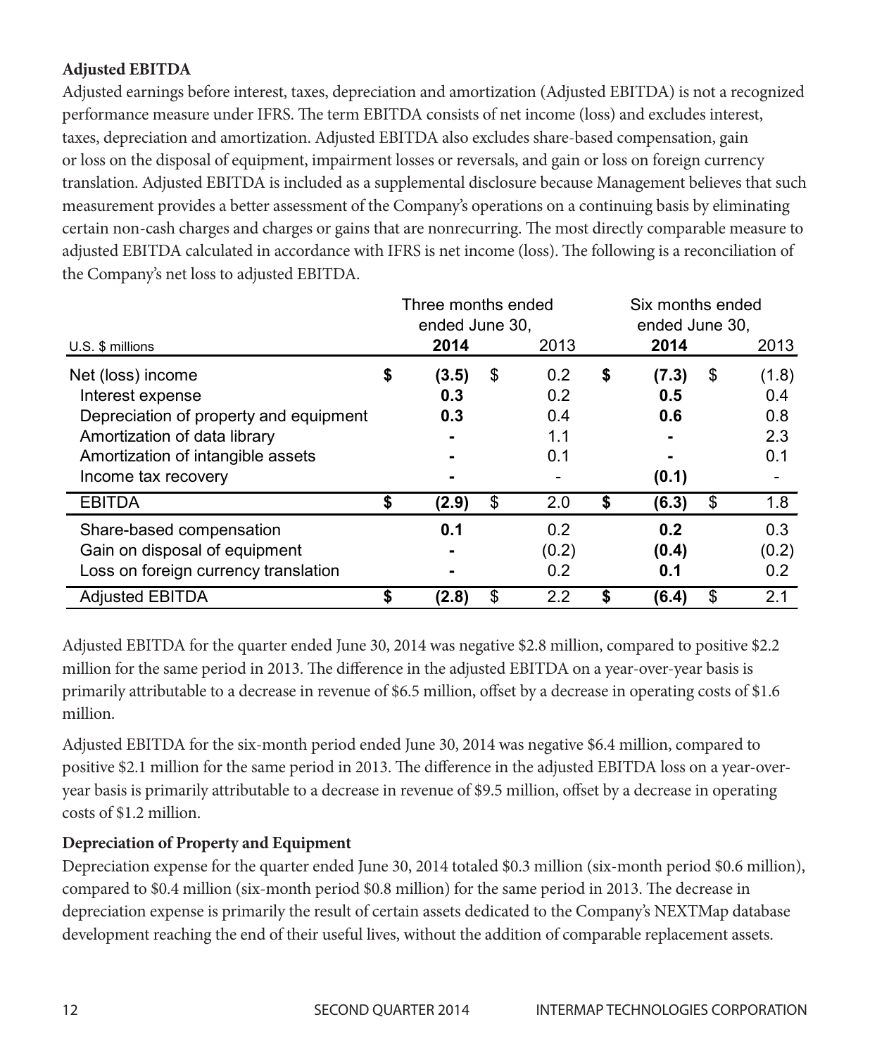**Adjusted EBITDA**

Adjusted earnings before interest, taxes, depreciation and amortization (Adjusted EBITDA) is not a recognized performance measure under IFRS. The term EBITDA consists of net income (loss) and excludes interest, taxes, depreciation and amortization. Adjusted EBITDA also excludes share-based compensation, gain or loss on the disposal of equipment, impairment losses or reversals, and gain or loss on foreign currency translation. Adjusted EBITDA is included as a supplemental disclosure because Management believes that such measurement provides a better assessment of the Company's operations on a continuing basis by eliminating certain non-cash charges and charges or gains that are nonrecurring. The most directly comparable measure to adjusted EBITDA calculated in accordance with IFRS is net income (loss). The following is a reconciliation of the Company's net loss to adjusted EBITDA.

| | Three months ended ended June 30, | | Six months ended ended June 30, | |
|---|---|---|---|---|
| U.S. $ millions | **2014** | 2013 | **2014** | 2013 |
| Net (loss) income | **$ (3.5)** | $ 0.2 | **$ (7.3)** | $ (1.8) |
| Interest expense | **0.3** | 0.2 | **0.5** | 0.4 |
| Depreciation of property and equipment | **0.3** | 0.4 | **0.6** | 0.8 |
| Amortization of data library | **-** | 1.1 | **-** | 2.3 |
| Amortization of intangible assets | **-** | 0.1 | **-** | 0.1 |
| Income tax recovery | **-** | - | **(0.1)** | - |
| EBITDA | **$ (2.9)** | $ 2.0 | **$ (6.3)** | $ 1.8 |
| Share-based compensation | **0.1** | 0.2 | **0.2** | 0.3 |
| Gain on disposal of equipment | **-** | (0.2) | **(0.4)** | (0.2) |
| Loss on foreign currency translation | **-** | 0.2 | **0.1** | 0.2 |
| Adjusted EBITDA | **$ (2.8)** | $ 2.2 | **$ (6.4)** | $ 2.1 |

Adjusted EBITDA for the quarter ended June 30, 2014 was negative $2.8 million, compared to positive $2.2 million for the same period in 2013. The difference in the adjusted EBITDA on a year-over-year basis is primarily attributable to a decrease in revenue of $6.5 million, offset by a decrease in operating costs of $1.6 million.

Adjusted EBITDA for the six-month period ended June 30, 2014 was negative $6.4 million, compared to positive $2.1 million for the same period in 2013. The difference in the adjusted EBITDA loss on a year-over-year basis is primarily attributable to a decrease in revenue of $9.5 million, offset by a decrease in operating costs of $1.2 million.

**Depreciation of Property and Equipment**

Depreciation expense for the quarter ended June 30, 2014 totaled $0.3 million (six-month period $0.6 million), compared to $0.4 million (six-month period $0.8 million) for the same period in 2013. The decrease in depreciation expense is primarily the result of certain assets dedicated to the Company's NEXTMap database development reaching the end of their useful lives, without the addition of comparable replacement assets.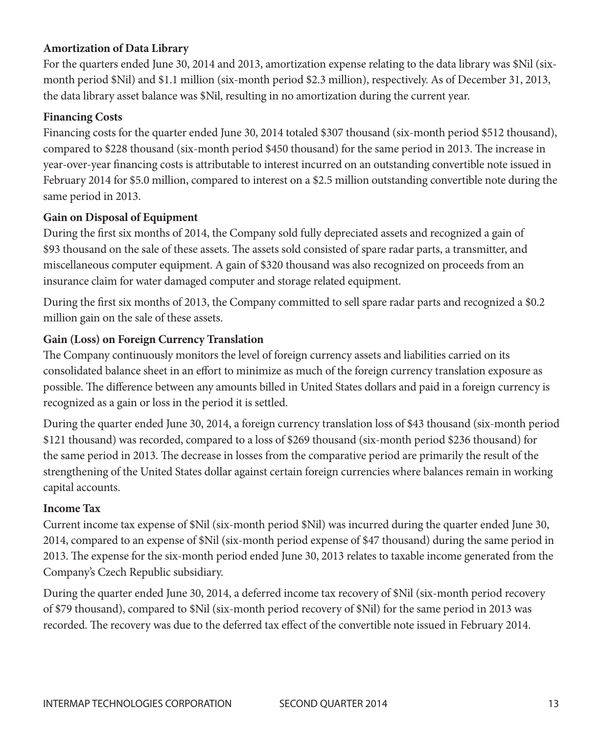**Amortization of Data Library**

For the quarters ended June 30, 2014 and 2013, amortization expense relating to the data library was $Nil (six-month period $Nil) and $1.1 million (six-month period $2.3 million), respectively. As of December 31, 2013, the data library asset balance was $Nil, resulting in no amortization during the current year.

**Financing Costs**

Financing costs for the quarter ended June 30, 2014 totaled $307 thousand (six-month period $512 thousand), compared to $228 thousand (six-month period $450 thousand) for the same period in 2013. The increase in year-over-year financing costs is attributable to interest incurred on an outstanding convertible note issued in February 2014 for $5.0 million, compared to interest on a $2.5 million outstanding convertible note during the same period in 2013.

**Gain on Disposal of Equipment**

During the first six months of 2014, the Company sold fully depreciated assets and recognized a gain of $93 thousand on the sale of these assets. The assets sold consisted of spare radar parts, a transmitter, and miscellaneous computer equipment. A gain of $320 thousand was also recognized on proceeds from an insurance claim for water damaged computer and storage related equipment.

During the first six months of 2013, the Company committed to sell spare radar parts and recognized a $0.2 million gain on the sale of these assets.

**Gain (Loss) on Foreign Currency Translation**

The Company continuously monitors the level of foreign currency assets and liabilities carried on its consolidated balance sheet in an effort to minimize as much of the foreign currency translation exposure as possible. The difference between any amounts billed in United States dollars and paid in a foreign currency is recognized as a gain or loss in the period it is settled.

During the quarter ended June 30, 2014, a foreign currency translation loss of $43 thousand (six-month period $121 thousand) was recorded, compared to a loss of $269 thousand (six-month period $236 thousand) for the same period in 2013. The decrease in losses from the comparative period are primarily the result of the strengthening of the United States dollar against certain foreign currencies where balances remain in working capital accounts.

**Income Tax**

Current income tax expense of $Nil (six-month period $Nil) was incurred during the quarter ended June 30, 2014, compared to an expense of $Nil (six-month period expense of $47 thousand) during the same period in 2013. The expense for the six-month period ended June 30, 2013 relates to taxable income generated from the Company's Czech Republic subsidiary.

During the quarter ended June 30, 2014, a deferred income tax recovery of $Nil (six-month period recovery of $79 thousand), compared to $Nil (six-month period recovery of $Nil) for the same period in 2013 was recorded. The recovery was due to the deferred tax effect of the convertible note issued in February 2014.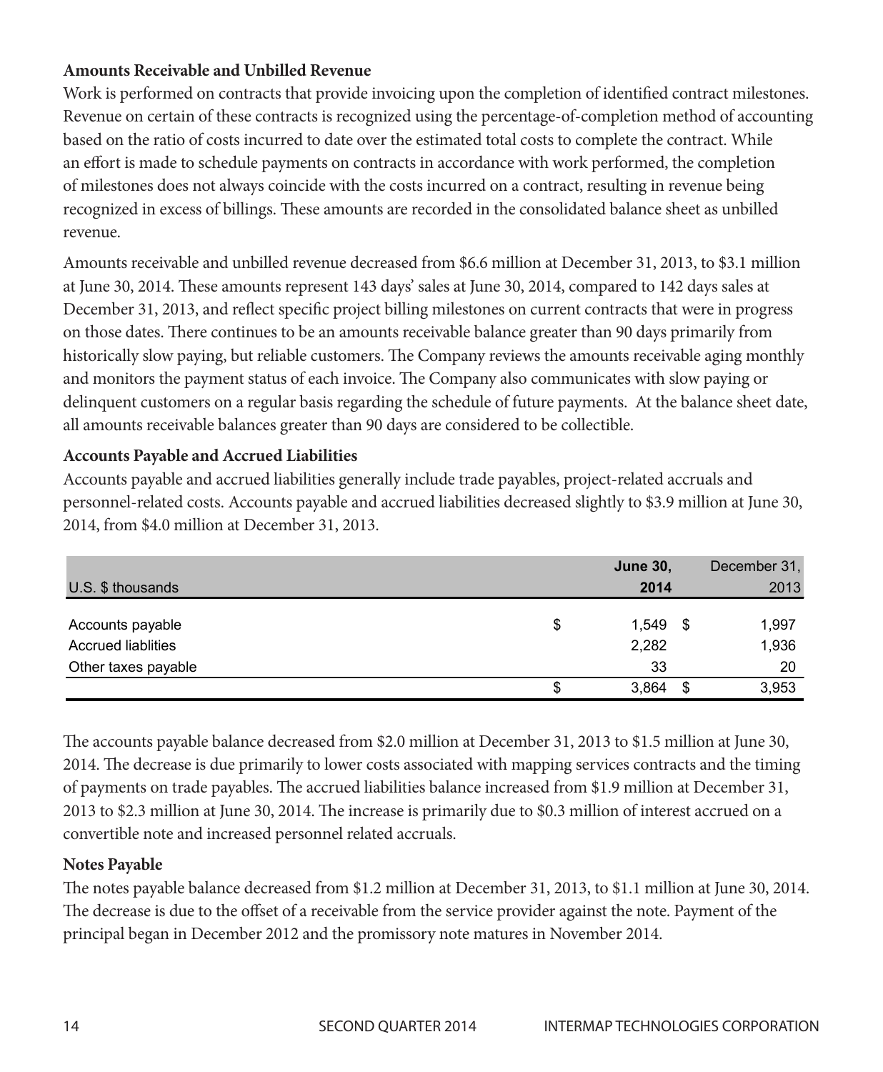### Amounts Receivable and Unbilled Revenue

Work is performed on contracts that provide invoicing upon the completion of identified contract milestones. Revenue on certain of these contracts is recognized using the percentage-of-completion method of accounting based on the ratio of costs incurred to date over the estimated total costs to complete the contract. While an effort is made to schedule payments on contracts in accordance with work performed, the completion of milestones does not always coincide with the costs incurred on a contract, resulting in revenue being recognized in excess of billings. These amounts are recorded in the consolidated balance sheet as unbilled revenue.

Amounts receivable and unbilled revenue decreased from $6.6 million at December 31, 2013, to $3.1 million at June 30, 2014. These amounts represent 143 days' sales at June 30, 2014, compared to 142 days sales at December 31, 2013, and reflect specific project billing milestones on current contracts that were in progress on those dates. There continues to be an amounts receivable balance greater than 90 days primarily from historically slow paying, but reliable customers. The Company reviews the amounts receivable aging monthly and monitors the payment status of each invoice. The Company also communicates with slow paying or delinquent customers on a regular basis regarding the schedule of future payments. At the balance sheet date, all amounts receivable balances greater than 90 days are considered to be collectible.

### Accounts Payable and Accrued Liabilities

Accounts payable and accrued liabilities generally include trade payables, project-related accruals and personnel-related costs. Accounts payable and accrued liabilities decreased slightly to $3.9 million at June 30, 2014, from $4.0 million at December 31, 2013.

| U.S. $ thousands | **June 30, 2014** | December 31, 2013 |
|---|---|---|
| Accounts payable | $ 1,549 | $ 1,997 |
| Accrued liablities | 2,282 | 1,936 |
| Other taxes payable | 33 | 20 |
| | $ 3,864 | $ 3,953 |

The accounts payable balance decreased from $2.0 million at December 31, 2013 to $1.5 million at June 30, 2014. The decrease is due primarily to lower costs associated with mapping services contracts and the timing of payments on trade payables. The accrued liabilities balance increased from $1.9 million at December 31, 2013 to $2.3 million at June 30, 2014. The increase is primarily due to $0.3 million of interest accrued on a convertible note and increased personnel related accruals.

### Notes Payable

The notes payable balance decreased from $1.2 million at December 31, 2013, to $1.1 million at June 30, 2014. The decrease is due to the offset of a receivable from the service provider against the note. Payment of the principal began in December 2012 and the promissory note matures in November 2014.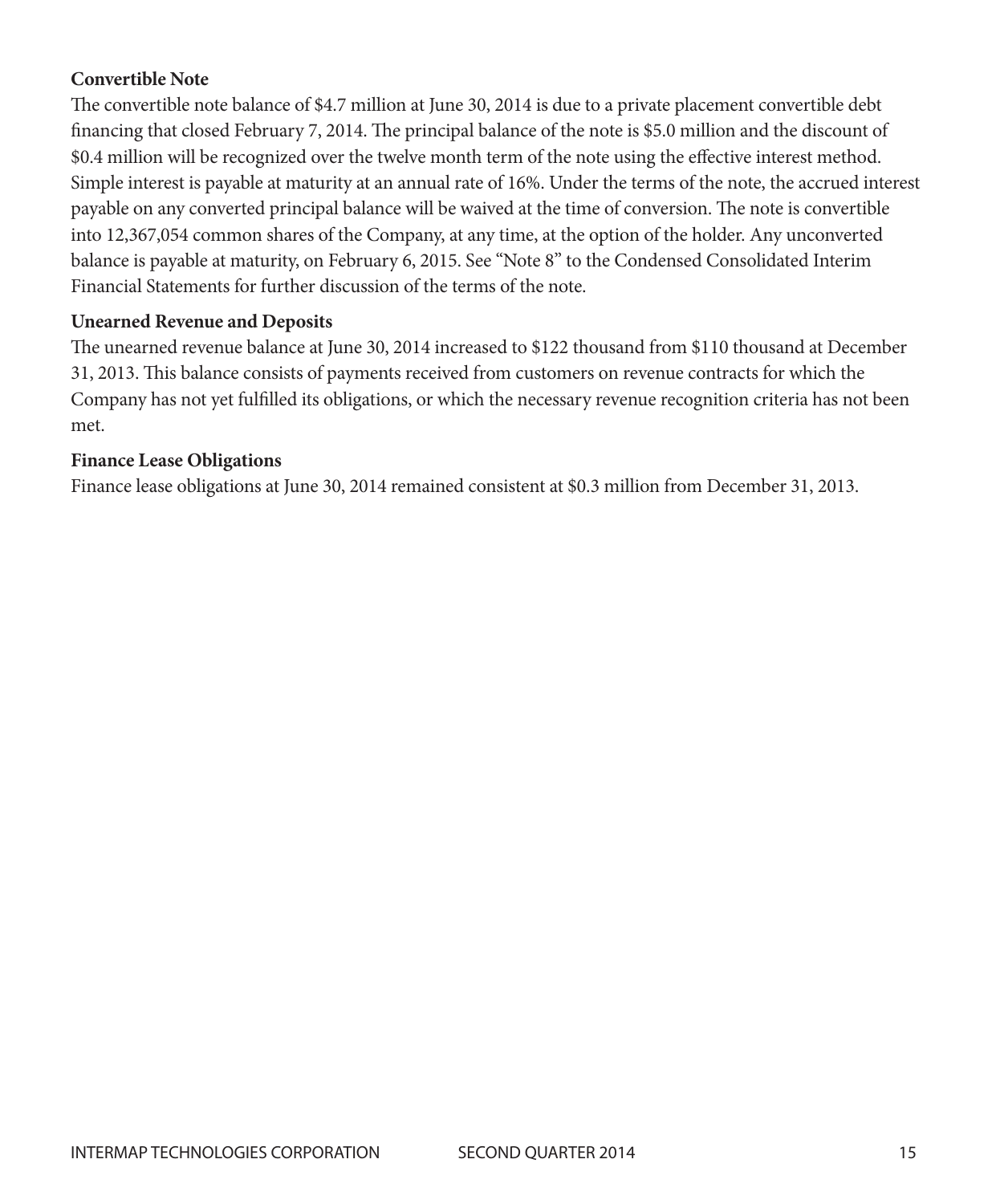**Convertible Note**

The convertible note balance of $4.7 million at June 30, 2014 is due to a private placement convertible debt financing that closed February 7, 2014. The principal balance of the note is $5.0 million and the discount of $0.4 million will be recognized over the twelve month term of the note using the effective interest method. Simple interest is payable at maturity at an annual rate of 16%. Under the terms of the note, the accrued interest payable on any converted principal balance will be waived at the time of conversion. The note is convertible into 12,367,054 common shares of the Company, at any time, at the option of the holder. Any unconverted balance is payable at maturity, on February 6, 2015. See "Note 8" to the Condensed Consolidated Interim Financial Statements for further discussion of the terms of the note.

**Unearned Revenue and Deposits**

The unearned revenue balance at June 30, 2014 increased to $122 thousand from $110 thousand at December 31, 2013. This balance consists of payments received from customers on revenue contracts for which the Company has not yet fulfilled its obligations, or which the necessary revenue recognition criteria has not been met.

**Finance Lease Obligations**

Finance lease obligations at June 30, 2014 remained consistent at $0.3 million from December 31, 2013.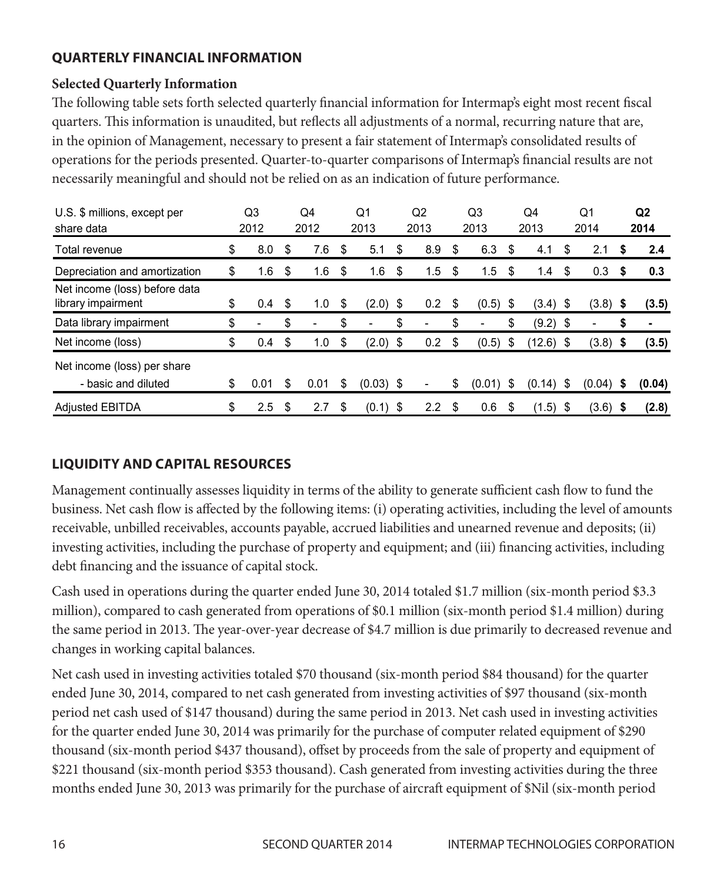## QUARTERLY FINANCIAL INFORMATION

### Selected Quarterly Information

The following table sets forth selected quarterly financial information for Intermap's eight most recent fiscal quarters. This information is unaudited, but reflects all adjustments of a normal, recurring nature that are, in the opinion of Management, necessary to present a fair statement of Intermap's consolidated results of operations for the periods presented. Quarter-to-quarter comparisons of Intermap's financial results are not necessarily meaningful and should not be relied on as an indication of future performance.

| U.S. $ millions, except per share data | Q3 2012 | Q4 2012 | Q1 2013 | Q2 2013 | Q3 2013 | Q4 2013 | Q1 2014 | **Q2 2014** |
|---|---|---|---|---|---|---|---|---|
| Total revenue | $ 8.0 | $ 7.6 | $ 5.1 | $ 8.9 | $ 6.3 | $ 4.1 | $ 2.1 | **$ 2.4** |
| Depreciation and amortization | $ 1.6 | $ 1.6 | $ 1.6 | $ 1.5 | $ 1.5 | $ 1.4 | $ 0.3 | **$ 0.3** |
| Net income (loss) before data library impairment | $ 0.4 | $ 1.0 | $ (2.0) | $ 0.2 | $ (0.5) | $ (3.4) | $ (3.8) | **$ (3.5)** |
| Data library impairment | $ - | $ - | $ - | $ - | $ - | $ (9.2) | $ - | **$ -** |
| Net income (loss) | $ 0.4 | $ 1.0 | $ (2.0) | $ 0.2 | $ (0.5) | $ (12.6) | $ (3.8) | **$ (3.5)** |
| Net income (loss) per share - basic and diluted | $ 0.01 | $ 0.01 | $ (0.03) | $ - | $ (0.01) | $ (0.14) | $ (0.04) | **$ (0.04)** |
| Adjusted EBITDA | $ 2.5 | $ 2.7 | $ (0.1) | $ 2.2 | $ 0.6 | $ (1.5) | $ (3.6) | **$ (2.8)** |

## LIQUIDITY AND CAPITAL RESOURCES

Management continually assesses liquidity in terms of the ability to generate sufficient cash flow to fund the business. Net cash flow is affected by the following items: (i) operating activities, including the level of amounts receivable, unbilled receivables, accounts payable, accrued liabilities and unearned revenue and deposits; (ii) investing activities, including the purchase of property and equipment; and (iii) financing activities, including debt financing and the issuance of capital stock.

Cash used in operations during the quarter ended June 30, 2014 totaled $1.7 million (six-month period $3.3 million), compared to cash generated from operations of $0.1 million (six-month period $1.4 million) during the same period in 2013. The year-over-year decrease of $4.7 million is due primarily to decreased revenue and changes in working capital balances.

Net cash used in investing activities totaled $70 thousand (six-month period $84 thousand) for the quarter ended June 30, 2014, compared to net cash generated from investing activities of $97 thousand (six-month period net cash used of $147 thousand) during the same period in 2013. Net cash used in investing activities for the quarter ended June 30, 2014 was primarily for the purchase of computer related equipment of $290 thousand (six-month period $437 thousand), offset by proceeds from the sale of property and equipment of $221 thousand (six-month period $353 thousand). Cash generated from investing activities during the three months ended June 30, 2013 was primarily for the purchase of aircraft equipment of $Nil (six-month period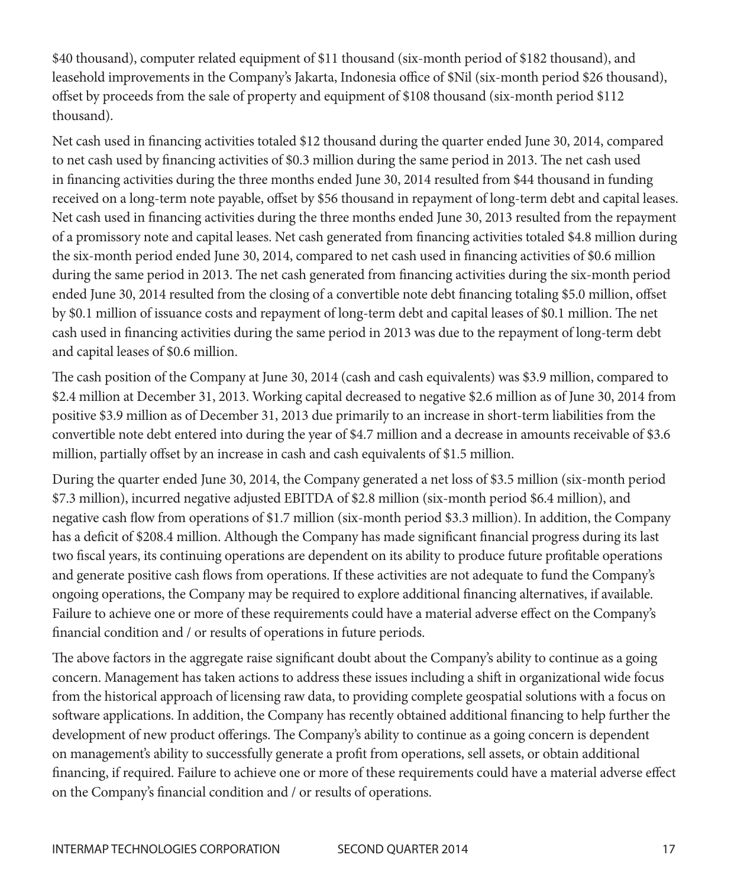$40 thousand), computer related equipment of $11 thousand (six-month period of $182 thousand), and leasehold improvements in the Company's Jakarta, Indonesia office of $Nil (six-month period $26 thousand), offset by proceeds from the sale of property and equipment of $108 thousand (six-month period $112 thousand).

Net cash used in financing activities totaled $12 thousand during the quarter ended June 30, 2014, compared to net cash used by financing activities of $0.3 million during the same period in 2013. The net cash used in financing activities during the three months ended June 30, 2014 resulted from $44 thousand in funding received on a long-term note payable, offset by $56 thousand in repayment of long-term debt and capital leases. Net cash used in financing activities during the three months ended June 30, 2013 resulted from the repayment of a promissory note and capital leases. Net cash generated from financing activities totaled $4.8 million during the six-month period ended June 30, 2014, compared to net cash used in financing activities of $0.6 million during the same period in 2013. The net cash generated from financing activities during the six-month period ended June 30, 2014 resulted from the closing of a convertible note debt financing totaling $5.0 million, offset by $0.1 million of issuance costs and repayment of long-term debt and capital leases of $0.1 million. The net cash used in financing activities during the same period in 2013 was due to the repayment of long-term debt and capital leases of $0.6 million.

The cash position of the Company at June 30, 2014 (cash and cash equivalents) was $3.9 million, compared to $2.4 million at December 31, 2013. Working capital decreased to negative $2.6 million as of June 30, 2014 from positive $3.9 million as of December 31, 2013 due primarily to an increase in short-term liabilities from the convertible note debt entered into during the year of $4.7 million and a decrease in amounts receivable of $3.6 million, partially offset by an increase in cash and cash equivalents of $1.5 million.

During the quarter ended June 30, 2014, the Company generated a net loss of $3.5 million (six-month period $7.3 million), incurred negative adjusted EBITDA of $2.8 million (six-month period $6.4 million), and negative cash flow from operations of $1.7 million (six-month period $3.3 million). In addition, the Company has a deficit of $208.4 million. Although the Company has made significant financial progress during its last two fiscal years, its continuing operations are dependent on its ability to produce future profitable operations and generate positive cash flows from operations. If these activities are not adequate to fund the Company's ongoing operations, the Company may be required to explore additional financing alternatives, if available. Failure to achieve one or more of these requirements could have a material adverse effect on the Company's financial condition and / or results of operations in future periods.

The above factors in the aggregate raise significant doubt about the Company's ability to continue as a going concern. Management has taken actions to address these issues including a shift in organizational wide focus from the historical approach of licensing raw data, to providing complete geospatial solutions with a focus on software applications. In addition, the Company has recently obtained additional financing to help further the development of new product offerings. The Company's ability to continue as a going concern is dependent on management's ability to successfully generate a profit from operations, sell assets, or obtain additional financing, if required. Failure to achieve one or more of these requirements could have a material adverse effect on the Company's financial condition and / or results of operations.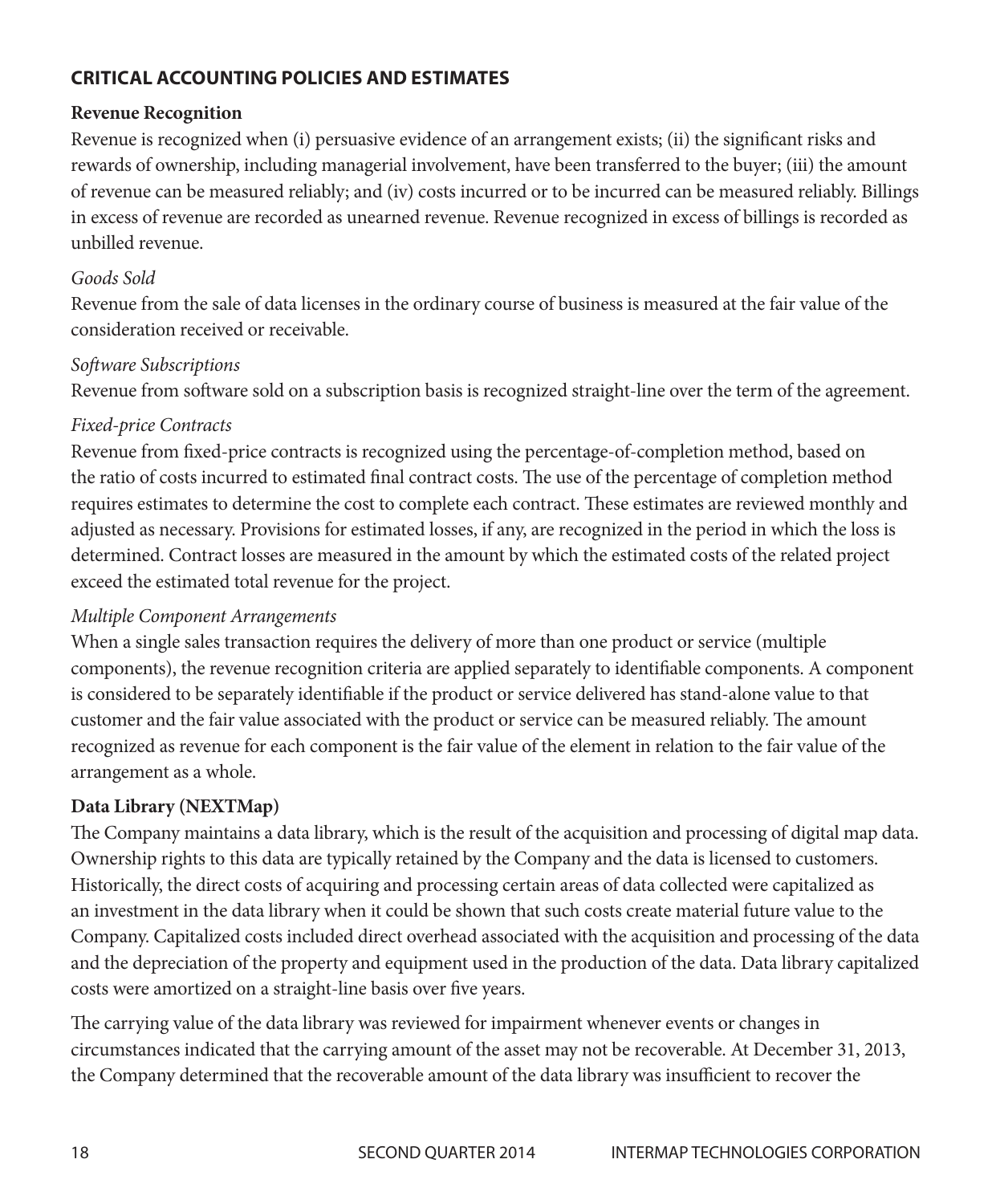## CRITICAL ACCOUNTING POLICIES AND ESTIMATES

### Revenue Recognition

Revenue is recognized when (i) persuasive evidence of an arrangement exists; (ii) the significant risks and rewards of ownership, including managerial involvement, have been transferred to the buyer; (iii) the amount of revenue can be measured reliably; and (iv) costs incurred or to be incurred can be measured reliably. Billings in excess of revenue are recorded as unearned revenue. Revenue recognized in excess of billings is recorded as unbilled revenue.

*Goods Sold*

Revenue from the sale of data licenses in the ordinary course of business is measured at the fair value of the consideration received or receivable.

*Software Subscriptions*

Revenue from software sold on a subscription basis is recognized straight-line over the term of the agreement.

*Fixed-price Contracts*

Revenue from fixed-price contracts is recognized using the percentage-of-completion method, based on the ratio of costs incurred to estimated final contract costs. The use of the percentage of completion method requires estimates to determine the cost to complete each contract. These estimates are reviewed monthly and adjusted as necessary. Provisions for estimated losses, if any, are recognized in the period in which the loss is determined. Contract losses are measured in the amount by which the estimated costs of the related project exceed the estimated total revenue for the project.

*Multiple Component Arrangements*

When a single sales transaction requires the delivery of more than one product or service (multiple components), the revenue recognition criteria are applied separately to identifiable components. A component is considered to be separately identifiable if the product or service delivered has stand-alone value to that customer and the fair value associated with the product or service can be measured reliably. The amount recognized as revenue for each component is the fair value of the element in relation to the fair value of the arrangement as a whole.

### Data Library (NEXTMap)

The Company maintains a data library, which is the result of the acquisition and processing of digital map data. Ownership rights to this data are typically retained by the Company and the data is licensed to customers. Historically, the direct costs of acquiring and processing certain areas of data collected were capitalized as an investment in the data library when it could be shown that such costs create material future value to the Company. Capitalized costs included direct overhead associated with the acquisition and processing of the data and the depreciation of the property and equipment used in the production of the data. Data library capitalized costs were amortized on a straight-line basis over five years.

The carrying value of the data library was reviewed for impairment whenever events or changes in circumstances indicated that the carrying amount of the asset may not be recoverable. At December 31, 2013, the Company determined that the recoverable amount of the data library was insufficient to recover the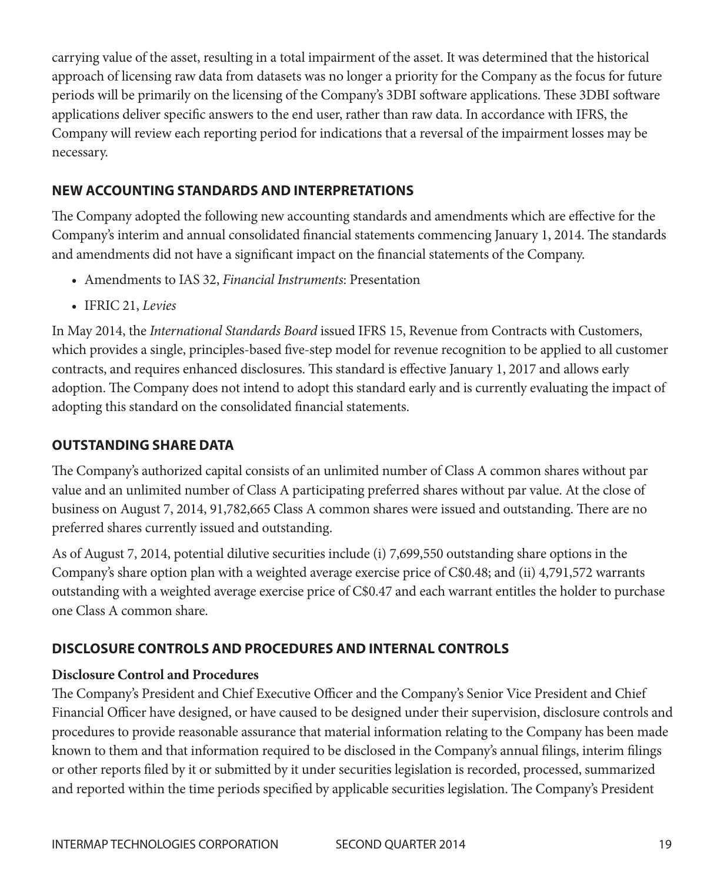carrying value of the asset, resulting in a total impairment of the asset. It was determined that the historical approach of licensing raw data from datasets was no longer a priority for the Company as the focus for future periods will be primarily on the licensing of the Company's 3DBI software applications. These 3DBI software applications deliver specific answers to the end user, rather than raw data. In accordance with IFRS, the Company will review each reporting period for indications that a reversal of the impairment losses may be necessary.

## NEW ACCOUNTING STANDARDS AND INTERPRETATIONS

The Company adopted the following new accounting standards and amendments which are effective for the Company's interim and annual consolidated financial statements commencing January 1, 2014. The standards and amendments did not have a significant impact on the financial statements of the Company.

- Amendments to IAS 32, *Financial Instruments*: Presentation
- IFRIC 21, *Levies*

In May 2014, the *International Standards Board* issued IFRS 15, Revenue from Contracts with Customers, which provides a single, principles-based five-step model for revenue recognition to be applied to all customer contracts, and requires enhanced disclosures. This standard is effective January 1, 2017 and allows early adoption. The Company does not intend to adopt this standard early and is currently evaluating the impact of adopting this standard on the consolidated financial statements.

## OUTSTANDING SHARE DATA

The Company's authorized capital consists of an unlimited number of Class A common shares without par value and an unlimited number of Class A participating preferred shares without par value. At the close of business on August 7, 2014, 91,782,665 Class A common shares were issued and outstanding. There are no preferred shares currently issued and outstanding.

As of August 7, 2014, potential dilutive securities include (i) 7,699,550 outstanding share options in the Company's share option plan with a weighted average exercise price of C$0.48; and (ii) 4,791,572 warrants outstanding with a weighted average exercise price of C$0.47 and each warrant entitles the holder to purchase one Class A common share.

## DISCLOSURE CONTROLS AND PROCEDURES AND INTERNAL CONTROLS

### Disclosure Control and Procedures

The Company's President and Chief Executive Officer and the Company's Senior Vice President and Chief Financial Officer have designed, or have caused to be designed under their supervision, disclosure controls and procedures to provide reasonable assurance that material information relating to the Company has been made known to them and that information required to be disclosed in the Company's annual filings, interim filings or other reports filed by it or submitted by it under securities legislation is recorded, processed, summarized and reported within the time periods specified by applicable securities legislation. The Company's President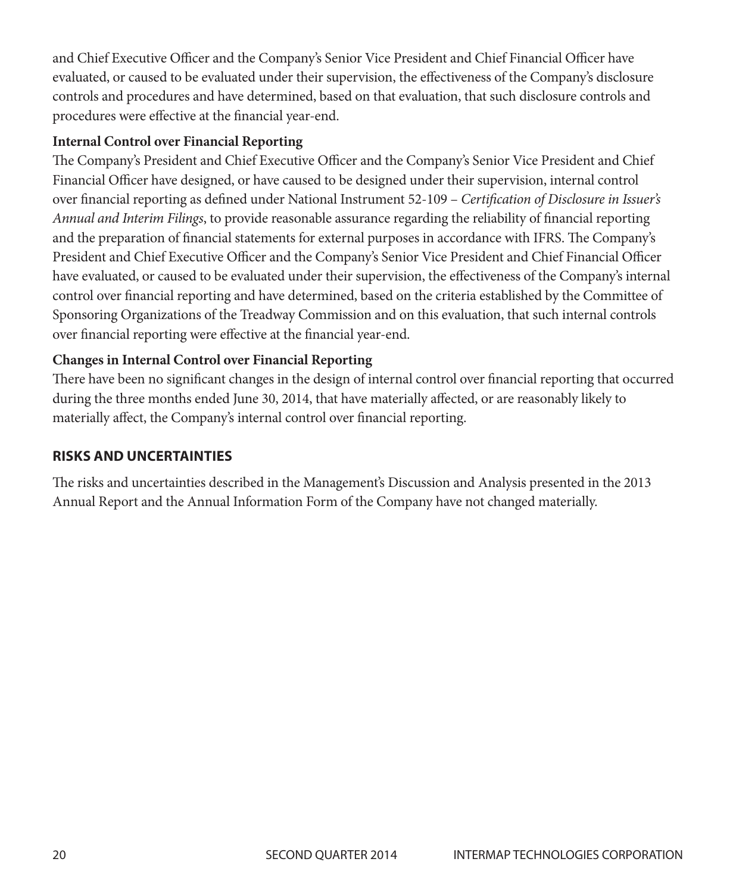and Chief Executive Officer and the Company's Senior Vice President and Chief Financial Officer have evaluated, or caused to be evaluated under their supervision, the effectiveness of the Company's disclosure controls and procedures and have determined, based on that evaluation, that such disclosure controls and procedures were effective at the financial year-end.

**Internal Control over Financial Reporting**

The Company's President and Chief Executive Officer and the Company's Senior Vice President and Chief Financial Officer have designed, or have caused to be designed under their supervision, internal control over financial reporting as defined under National Instrument 52-109 – *Certification of Disclosure in Issuer's Annual and Interim Filings*, to provide reasonable assurance regarding the reliability of financial reporting and the preparation of financial statements for external purposes in accordance with IFRS. The Company's President and Chief Executive Officer and the Company's Senior Vice President and Chief Financial Officer have evaluated, or caused to be evaluated under their supervision, the effectiveness of the Company's internal control over financial reporting and have determined, based on the criteria established by the Committee of Sponsoring Organizations of the Treadway Commission and on this evaluation, that such internal controls over financial reporting were effective at the financial year-end.

**Changes in Internal Control over Financial Reporting**

There have been no significant changes in the design of internal control over financial reporting that occurred during the three months ended June 30, 2014, that have materially affected, or are reasonably likely to materially affect, the Company's internal control over financial reporting.

## RISKS AND UNCERTAINTIES

The risks and uncertainties described in the Management's Discussion and Analysis presented in the 2013 Annual Report and the Annual Information Form of the Company have not changed materially.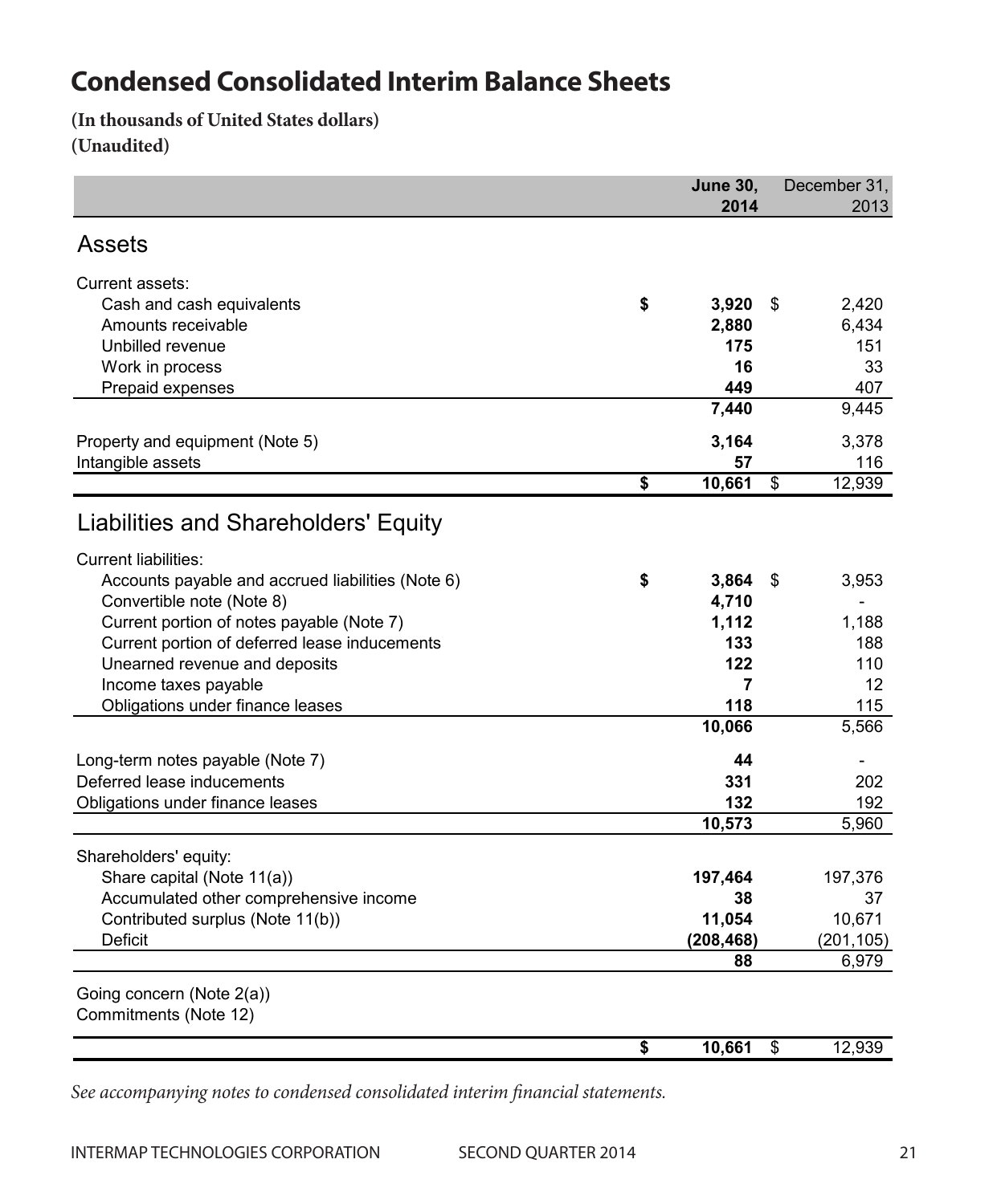# Condensed Consolidated Interim Balance Sheets

**(In thousands of United States dollars)**
**(Unaudited)**

| | June 30, 2014 | December 31, 2013 |
|---|---|---|
| **Assets** | | |
| Current assets: | | |
| Cash and cash equivalents | $ 3,920 | $ 2,420 |
| Amounts receivable | 2,880 | 6,434 |
| Unbilled revenue | 175 | 151 |
| Work in process | 16 | 33 |
| Prepaid expenses | 449 | 407 |
| | 7,440 | 9,445 |
| Property and equipment (Note 5) | 3,164 | 3,378 |
| Intangible assets | 57 | 116 |
| | $ 10,661 | $ 12,939 |
| **Liabilities and Shareholders' Equity** | | |
| Current liabilities: | | |
| Accounts payable and accrued liabilities (Note 6) | $ 3,864 | $ 3,953 |
| Convertible note (Note 8) | 4,710 | - |
| Current portion of notes payable (Note 7) | 1,112 | 1,188 |
| Current portion of deferred lease inducements | 133 | 188 |
| Unearned revenue and deposits | 122 | 110 |
| Income taxes payable | 7 | 12 |
| Obligations under finance leases | 118 | 115 |
| | 10,066 | 5,566 |
| Long-term notes payable (Note 7) | 44 | - |
| Deferred lease inducements | 331 | 202 |
| Obligations under finance leases | 132 | 192 |
| | 10,573 | 5,960 |
| Shareholders' equity: | | |
| Share capital (Note 11(a)) | 197,464 | 197,376 |
| Accumulated other comprehensive income | 38 | 37 |
| Contributed surplus (Note 11(b)) | 11,054 | 10,671 |
| Deficit | (208,468) | (201,105) |
| | 88 | 6,979 |
| Going concern (Note 2(a)) | | |
| Commitments (Note 12) | | |
| | $ 10,661 | $ 12,939 |

*See accompanying notes to condensed consolidated interim financial statements.*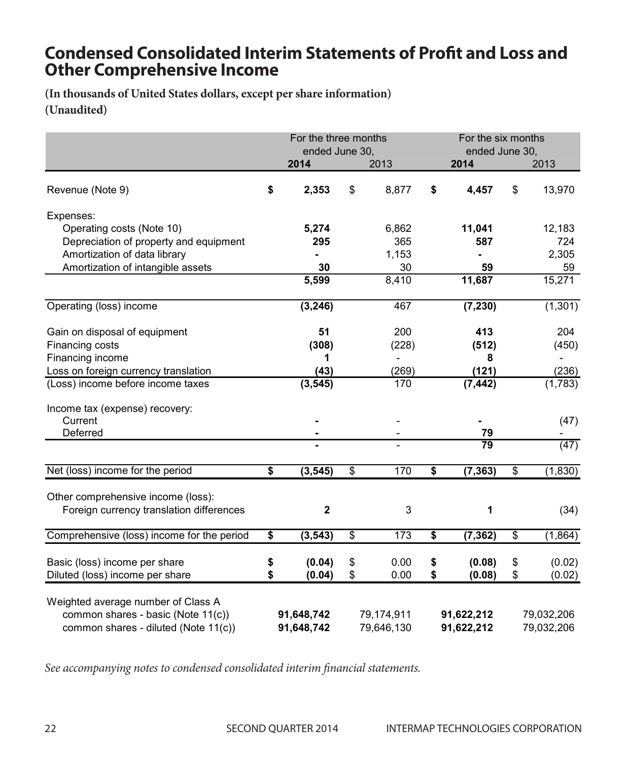# Condensed Consolidated Interim Statements of Profit and Loss and Other Comprehensive Income

**(In thousands of United States dollars, except per share information)**
**(Unaudited)**

| | For the three months ended June 30, | | For the six months ended June 30, | |
|---|---|---|---|---|
| | **2014** | 2013 | **2014** | 2013 |
| Revenue (Note 9) | **$ 2,353** | $ 8,877 | **$ 4,457** | $ 13,970 |
| Expenses: | | | | |
| Operating costs (Note 10) | **5,274** | 6,862 | **11,041** | 12,183 |
| Depreciation of property and equipment | **295** | 365 | **587** | 724 |
| Amortization of data library | **-** | 1,153 | **-** | 2,305 |
| Amortization of intangible assets | **30** | 30 | **59** | 59 |
| | **5,599** | 8,410 | **11,687** | 15,271 |
| Operating (loss) income | **(3,246)** | 467 | **(7,230)** | (1,301) |
| Gain on disposal of equipment | **51** | 200 | **413** | 204 |
| Financing costs | **(308)** | (228) | **(512)** | (450) |
| Financing income | **1** | - | **8** | - |
| Loss on foreign currency translation | **(43)** | (269) | **(121)** | (236) |
| (Loss) income before income taxes | **(3,545)** | 170 | **(7,442)** | (1,783) |
| Income tax (expense) recovery: | | | | |
| Current | **-** | - | **-** | (47) |
| Deferred | **-** | - | **79** | - |
| | **-** | - | **79** | (47) |
| Net (loss) income for the period | **$ (3,545)** | $ 170 | **$ (7,363)** | $ (1,830) |
| Other comprehensive income (loss): | | | | |
| Foreign currency translation differences | **2** | 3 | **1** | (34) |
| Comprehensive (loss) income for the period | **$ (3,543)** | $ 173 | **$ (7,362)** | $ (1,864) |
| Basic (loss) income per share | **$ (0.04)** | $ 0.00 | **$ (0.08)** | $ (0.02) |
| Diluted (loss) income per share | **$ (0.04)** | $ 0.00 | **$ (0.08)** | $ (0.02) |
| Weighted average number of Class A | | | | |
| common shares - basic (Note 11(c)) | **91,648,742** | 79,174,911 | **91,622,212** | 79,032,206 |
| common shares - diluted (Note 11(c)) | **91,648,742** | 79,646,130 | **91,622,212** | 79,032,206 |

*See accompanying notes to condensed consolidated interim financial statements.*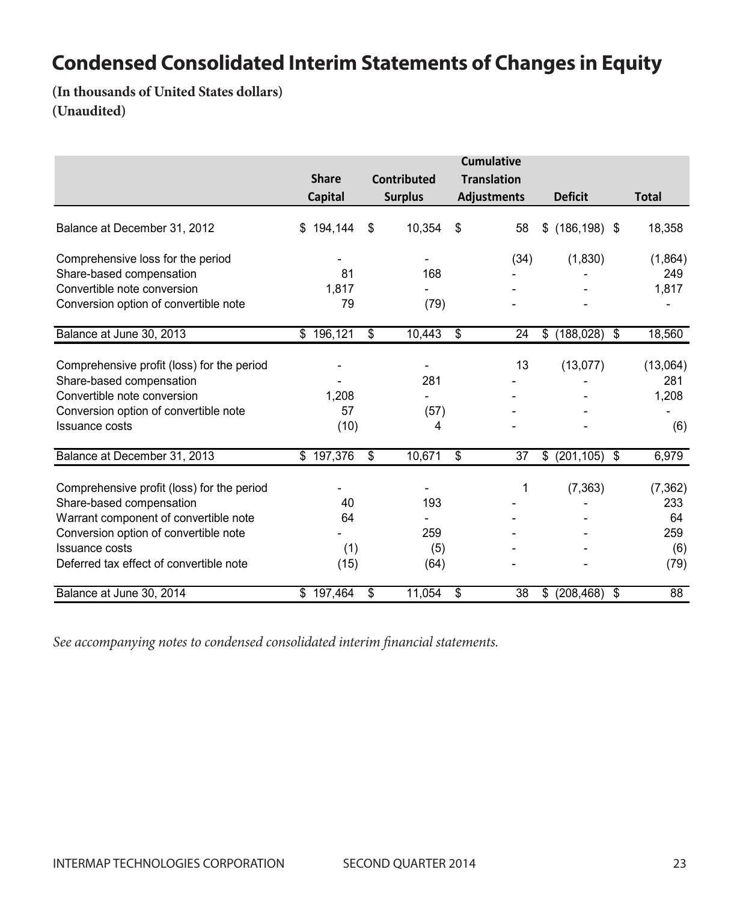# Condensed Consolidated Interim Statements of Changes in Equity

**(In thousands of United States dollars)**
**(Unaudited)**

| | Share Capital | Contributed Surplus | Cumulative Translation Adjustments | Deficit | Total |
|---|---|---|---|---|---|
| Balance at December 31, 2012 | $ 194,144 | $ 10,354 | $ 58 | $ (186,198) | $ 18,358 |
| Comprehensive loss for the period | - | - | (34) | (1,830) | (1,864) |
| Share-based compensation | 81 | 168 | - | - | 249 |
| Convertible note conversion | 1,817 | - | - | - | 1,817 |
| Conversion option of convertible note | 79 | (79) | - | - | - |
| Balance at June 30, 2013 | $ 196,121 | $ 10,443 | $ 24 | $ (188,028) | $ 18,560 |
| Comprehensive profit (loss) for the period | - | - | 13 | (13,077) | (13,064) |
| Share-based compensation | - | 281 | - | - | 281 |
| Convertible note conversion | 1,208 | - | - | - | 1,208 |
| Conversion option of convertible note | 57 | (57) | - | - | - |
| Issuance costs | (10) | 4 | - | - | (6) |
| Balance at December 31, 2013 | $ 197,376 | $ 10,671 | $ 37 | $ (201,105) | $ 6,979 |
| Comprehensive profit (loss) for the period | - | - | 1 | (7,363) | (7,362) |
| Share-based compensation | 40 | 193 | - | - | 233 |
| Warrant component of convertible note | 64 | - | - | - | 64 |
| Conversion option of convertible note | - | 259 | - | - | 259 |
| Issuance costs | (1) | (5) | - | - | (6) |
| Deferred tax effect of convertible note | (15) | (64) | - | - | (79) |
| Balance at June 30, 2014 | $ 197,464 | $ 11,054 | $ 38 | $ (208,468) | $ 88 |

*See accompanying notes to condensed consolidated interim financial statements.*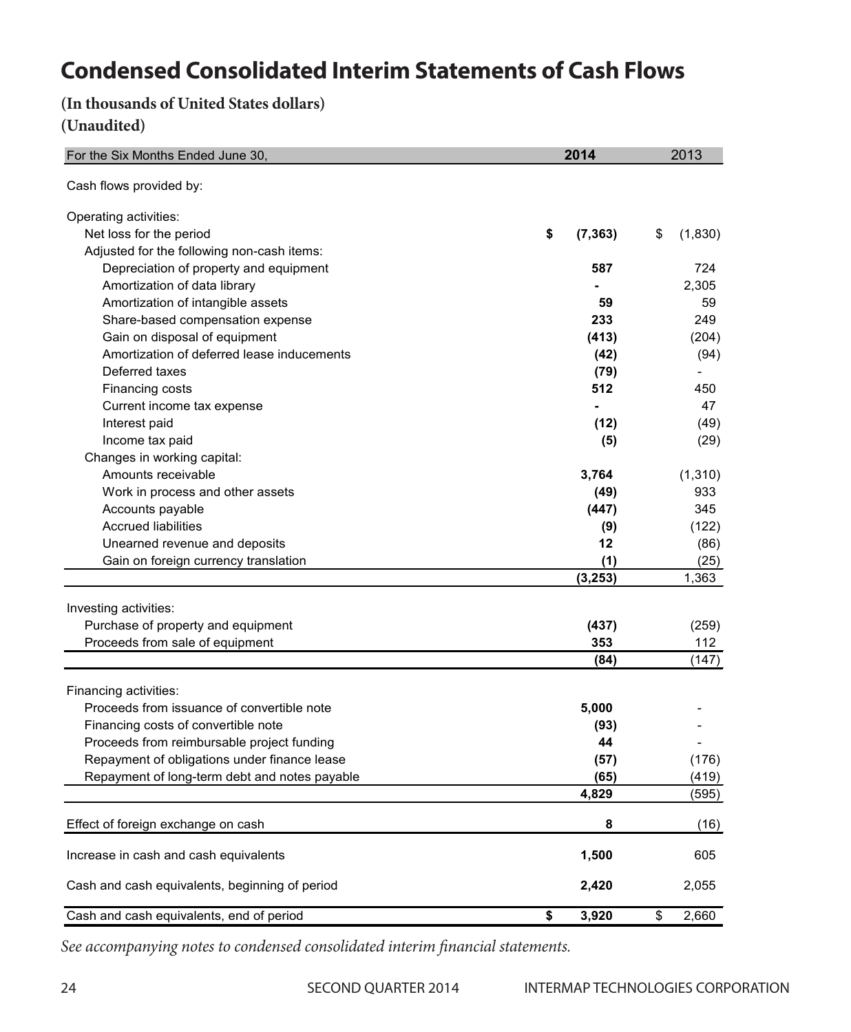# Condensed Consolidated Interim Statements of Cash Flows

**(In thousands of United States dollars)**
**(Unaudited)**

| For the Six Months Ended June 30, | 2014 | 2013 |
|---|---|---|
| Cash flows provided by: | | |
| Operating activities: | | |
| Net loss for the period | $ (7,363) | $ (1,830) |
| Adjusted for the following non-cash items: | | |
| Depreciation of property and equipment | 587 | 724 |
| Amortization of data library | - | 2,305 |
| Amortization of intangible assets | 59 | 59 |
| Share-based compensation expense | 233 | 249 |
| Gain on disposal of equipment | (413) | (204) |
| Amortization of deferred lease inducements | (42) | (94) |
| Deferred taxes | (79) | - |
| Financing costs | 512 | 450 |
| Current income tax expense | - | 47 |
| Interest paid | (12) | (49) |
| Income tax paid | (5) | (29) |
| Changes in working capital: | | |
| Amounts receivable | 3,764 | (1,310) |
| Work in process and other assets | (49) | 933 |
| Accounts payable | (447) | 345 |
| Accrued liabilities | (9) | (122) |
| Unearned revenue and deposits | 12 | (86) |
| Gain on foreign currency translation | (1) | (25) |
| | (3,253) | 1,363 |
| Investing activities: | | |
| Purchase of property and equipment | (437) | (259) |
| Proceeds from sale of equipment | 353 | 112 |
| | (84) | (147) |
| Financing activities: | | |
| Proceeds from issuance of convertible note | 5,000 | - |
| Financing costs of convertible note | (93) | - |
| Proceeds from reimbursable project funding | 44 | - |
| Repayment of obligations under finance lease | (57) | (176) |
| Repayment of long-term debt and notes payable | (65) | (419) |
| | 4,829 | (595) |
| Effect of foreign exchange on cash | 8 | (16) |
| Increase in cash and cash equivalents | 1,500 | 605 |
| Cash and cash equivalents, beginning of period | 2,420 | 2,055 |
| Cash and cash equivalents, end of period | $ 3,920 | $ 2,660 |

*See accompanying notes to condensed consolidated interim financial statements.*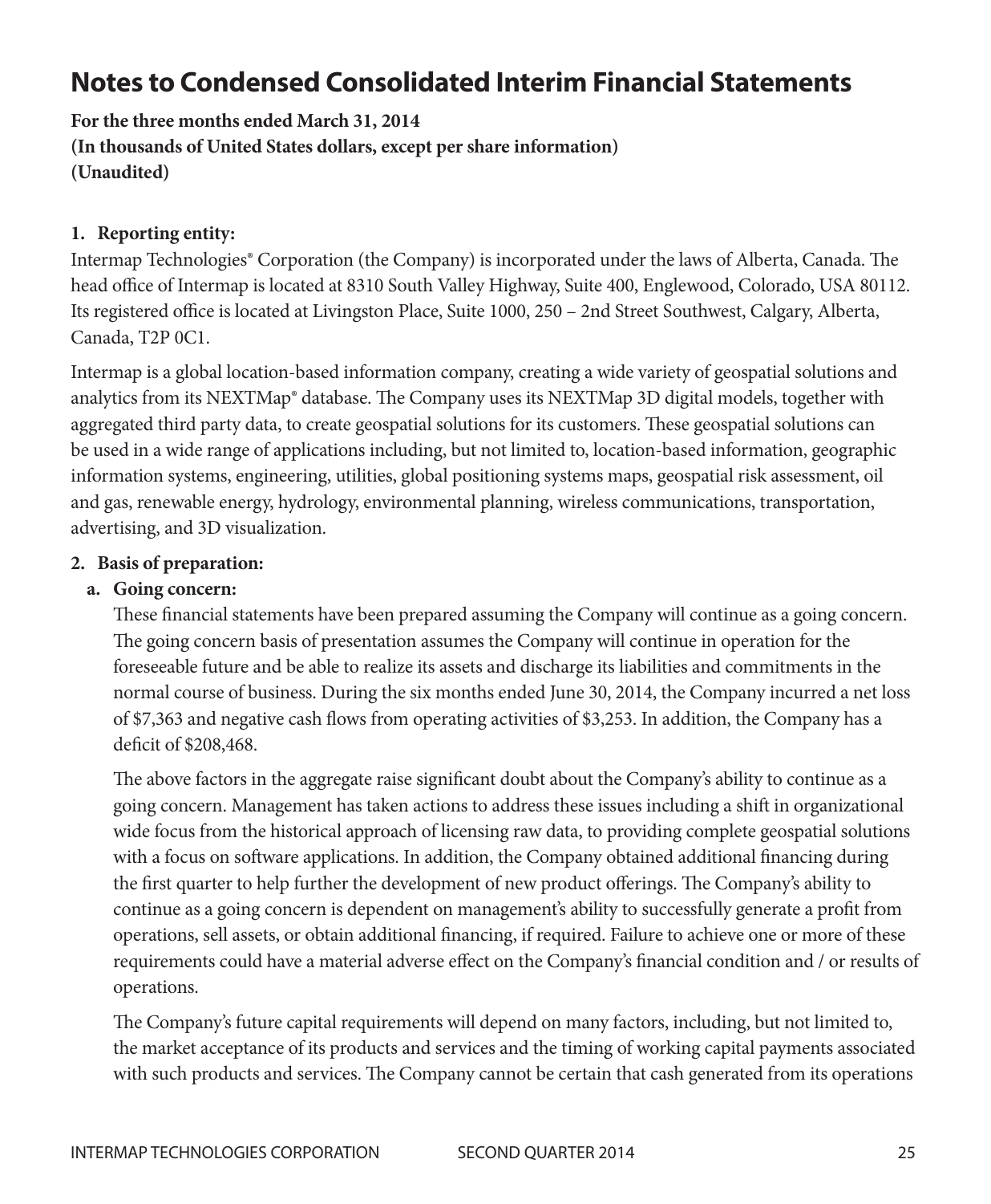# Notes to Condensed Consolidated Interim Financial Statements

**For the three months ended March 31, 2014**
**(In thousands of United States dollars, except per share information)**
**(Unaudited)**

**1. Reporting entity:**

Intermap Technologies® Corporation (the Company) is incorporated under the laws of Alberta, Canada. The head office of Intermap is located at 8310 South Valley Highway, Suite 400, Englewood, Colorado, USA 80112. Its registered office is located at Livingston Place, Suite 1000, 250 – 2nd Street Southwest, Calgary, Alberta, Canada, T2P 0C1.

Intermap is a global location-based information company, creating a wide variety of geospatial solutions and analytics from its NEXTMap® database. The Company uses its NEXTMap 3D digital models, together with aggregated third party data, to create geospatial solutions for its customers. These geospatial solutions can be used in a wide range of applications including, but not limited to, location-based information, geographic information systems, engineering, utilities, global positioning systems maps, geospatial risk assessment, oil and gas, renewable energy, hydrology, environmental planning, wireless communications, transportation, advertising, and 3D visualization.

**2. Basis of preparation:**

**a. Going concern:**

These financial statements have been prepared assuming the Company will continue as a going concern. The going concern basis of presentation assumes the Company will continue in operation for the foreseeable future and be able to realize its assets and discharge its liabilities and commitments in the normal course of business. During the six months ended June 30, 2014, the Company incurred a net loss of $7,363 and negative cash flows from operating activities of $3,253. In addition, the Company has a deficit of $208,468.

The above factors in the aggregate raise significant doubt about the Company's ability to continue as a going concern. Management has taken actions to address these issues including a shift in organizational wide focus from the historical approach of licensing raw data, to providing complete geospatial solutions with a focus on software applications. In addition, the Company obtained additional financing during the first quarter to help further the development of new product offerings. The Company's ability to continue as a going concern is dependent on management's ability to successfully generate a profit from operations, sell assets, or obtain additional financing, if required. Failure to achieve one or more of these requirements could have a material adverse effect on the Company's financial condition and / or results of operations.

The Company's future capital requirements will depend on many factors, including, but not limited to, the market acceptance of its products and services and the timing of working capital payments associated with such products and services. The Company cannot be certain that cash generated from its operations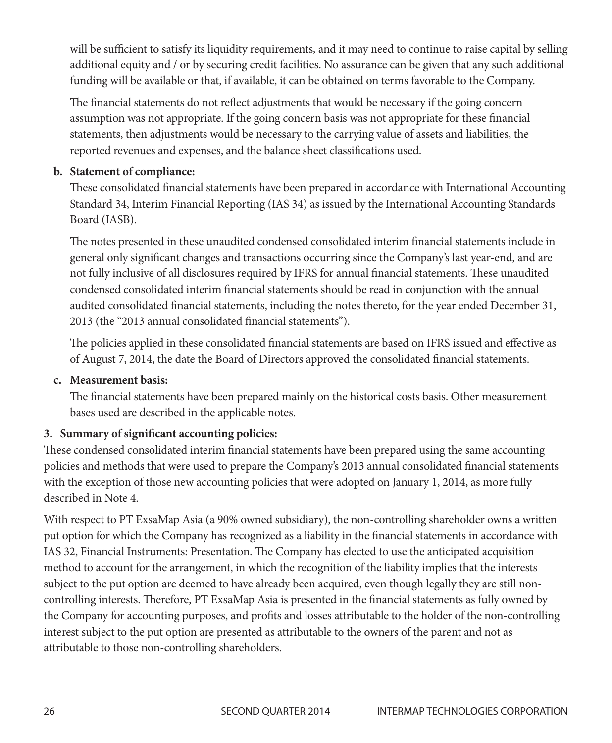will be sufficient to satisfy its liquidity requirements, and it may need to continue to raise capital by selling additional equity and / or by securing credit facilities. No assurance can be given that any such additional funding will be available or that, if available, it can be obtained on terms favorable to the Company.

The financial statements do not reflect adjustments that would be necessary if the going concern assumption was not appropriate. If the going concern basis was not appropriate for these financial statements, then adjustments would be necessary to the carrying value of assets and liabilities, the reported revenues and expenses, and the balance sheet classifications used.

**b. Statement of compliance:**

These consolidated financial statements have been prepared in accordance with International Accounting Standard 34, Interim Financial Reporting (IAS 34) as issued by the International Accounting Standards Board (IASB).

The notes presented in these unaudited condensed consolidated interim financial statements include in general only significant changes and transactions occurring since the Company's last year-end, and are not fully inclusive of all disclosures required by IFRS for annual financial statements. These unaudited condensed consolidated interim financial statements should be read in conjunction with the annual audited consolidated financial statements, including the notes thereto, for the year ended December 31, 2013 (the "2013 annual consolidated financial statements").

The policies applied in these consolidated financial statements are based on IFRS issued and effective as of August 7, 2014, the date the Board of Directors approved the consolidated financial statements.

**c. Measurement basis:**

The financial statements have been prepared mainly on the historical costs basis. Other measurement bases used are described in the applicable notes.

**3. Summary of significant accounting policies:**

These condensed consolidated interim financial statements have been prepared using the same accounting policies and methods that were used to prepare the Company's 2013 annual consolidated financial statements with the exception of those new accounting policies that were adopted on January 1, 2014, as more fully described in Note 4.

With respect to PT ExsaMap Asia (a 90% owned subsidiary), the non-controlling shareholder owns a written put option for which the Company has recognized as a liability in the financial statements in accordance with IAS 32, Financial Instruments: Presentation. The Company has elected to use the anticipated acquisition method to account for the arrangement, in which the recognition of the liability implies that the interests subject to the put option are deemed to have already been acquired, even though legally they are still non-controlling interests. Therefore, PT ExsaMap Asia is presented in the financial statements as fully owned by the Company for accounting purposes, and profits and losses attributable to the holder of the non-controlling interest subject to the put option are presented as attributable to the owners of the parent and not as attributable to those non-controlling shareholders.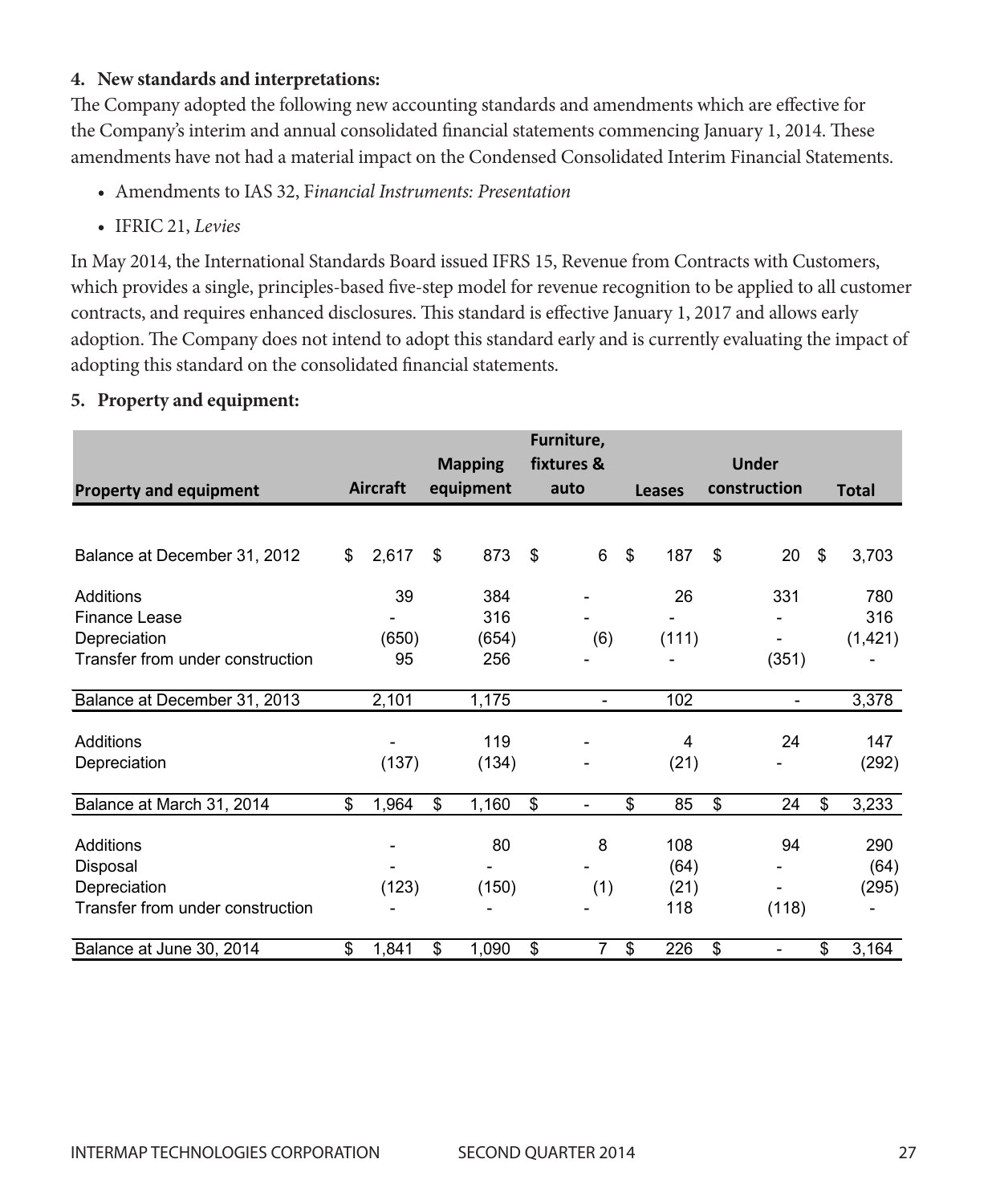## 4. New standards and interpretations:

The Company adopted the following new accounting standards and amendments which are effective for the Company's interim and annual consolidated financial statements commencing January 1, 2014. These amendments have not had a material impact on the Condensed Consolidated Interim Financial Statements.

- Amendments to IAS 32, F*inancial Instruments: Presentation*
- IFRIC 21, *Levies*

In May 2014, the International Standards Board issued IFRS 15, Revenue from Contracts with Customers, which provides a single, principles-based five-step model for revenue recognition to be applied to all customer contracts, and requires enhanced disclosures. This standard is effective January 1, 2017 and allows early adoption. The Company does not intend to adopt this standard early and is currently evaluating the impact of adopting this standard on the consolidated financial statements.

## 5. Property and equipment:

| Property and equipment | Aircraft | Mapping equipment | Furniture, fixtures & auto | Leases | Under construction | Total |
|---|---|---|---|---|---|---|
| Balance at December 31, 2012 | $ 2,617 | $ 873 | $ 6 | $ 187 | $ 20 | $ 3,703 |
| Additions | 39 | 384 | - | 26 | 331 | 780 |
| Finance Lease | - | 316 | - | - | - | 316 |
| Depreciation | (650) | (654) | (6) | (111) | - | (1,421) |
| Transfer from under construction | 95 | 256 | - | - | (351) | - |
| Balance at December 31, 2013 | 2,101 | 1,175 | - | 102 | - | 3,378 |
| Additions | - | 119 | - | 4 | 24 | 147 |
| Depreciation | (137) | (134) | - | (21) | - | (292) |
| Balance at March 31, 2014 | $ 1,964 | $ 1,160 | $ - | $ 85 | $ 24 | $ 3,233 |
| Additions | - | 80 | 8 | 108 | 94 | 290 |
| Disposal | - | - | - | (64) | - | (64) |
| Depreciation | (123) | (150) | (1) | (21) | - | (295) |
| Transfer from under construction | - | - | - | 118 | (118) | - |
| Balance at June 30, 2014 | $ 1,841 | $ 1,090 | $ 7 | $ 226 | $ - | $ 3,164 |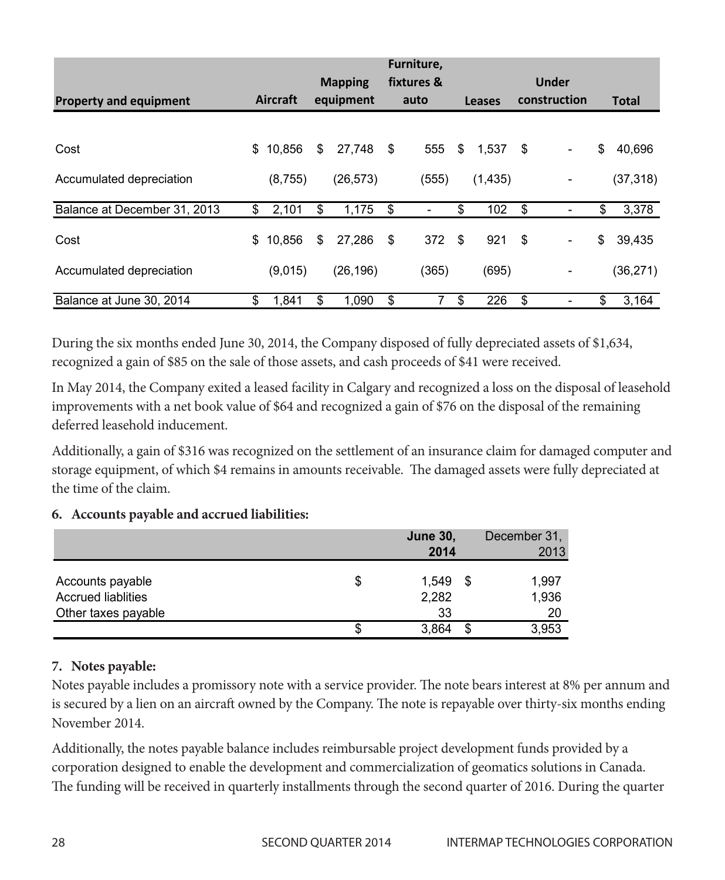| Property and equipment | Aircraft | Mapping equipment | Furniture, fixtures & auto | Leases | Under construction | Total |
|---|---|---|---|---|---|---|
| Cost | $ 10,856 | $ 27,748 | $ 555 | $ 1,537 | $ - | $ 40,696 |
| Accumulated depreciation | (8,755) | (26,573) | (555) | (1,435) | - | (37,318) |
| Balance at December 31, 2013 | $ 2,101 | $ 1,175 | $ - | $ 102 | $ - | $ 3,378 |
| Cost | $ 10,856 | $ 27,286 | $ 372 | $ 921 | $ - | $ 39,435 |
| Accumulated depreciation | (9,015) | (26,196) | (365) | (695) | - | (36,271) |
| Balance at June 30, 2014 | $ 1,841 | $ 1,090 | $ 7 | $ 226 | $ - | $ 3,164 |

During the six months ended June 30, 2014, the Company disposed of fully depreciated assets of $1,634, recognized a gain of $85 on the sale of those assets, and cash proceeds of $41 were received.

In May 2014, the Company exited a leased facility in Calgary and recognized a loss on the disposal of leasehold improvements with a net book value of $64 and recognized a gain of $76 on the disposal of the remaining deferred leasehold inducement.

Additionally, a gain of $316 was recognized on the settlement of an insurance claim for damaged computer and storage equipment, of which $4 remains in amounts receivable. The damaged assets were fully depreciated at the time of the claim.

**6. Accounts payable and accrued liabilities:**

| | June 30, 2014 | December 31, 2013 |
|---|---|---|
| Accounts payable | $ 1,549 | $ 1,997 |
| Accrued liablities | 2,282 | 1,936 |
| Other taxes payable | 33 | 20 |
| | $ 3,864 | $ 3,953 |

**7. Notes payable:**

Notes payable includes a promissory note with a service provider. The note bears interest at 8% per annum and is secured by a lien on an aircraft owned by the Company. The note is repayable over thirty-six months ending November 2014.

Additionally, the notes payable balance includes reimbursable project development funds provided by a corporation designed to enable the development and commercialization of geomatics solutions in Canada. The funding will be received in quarterly installments through the second quarter of 2016. During the quarter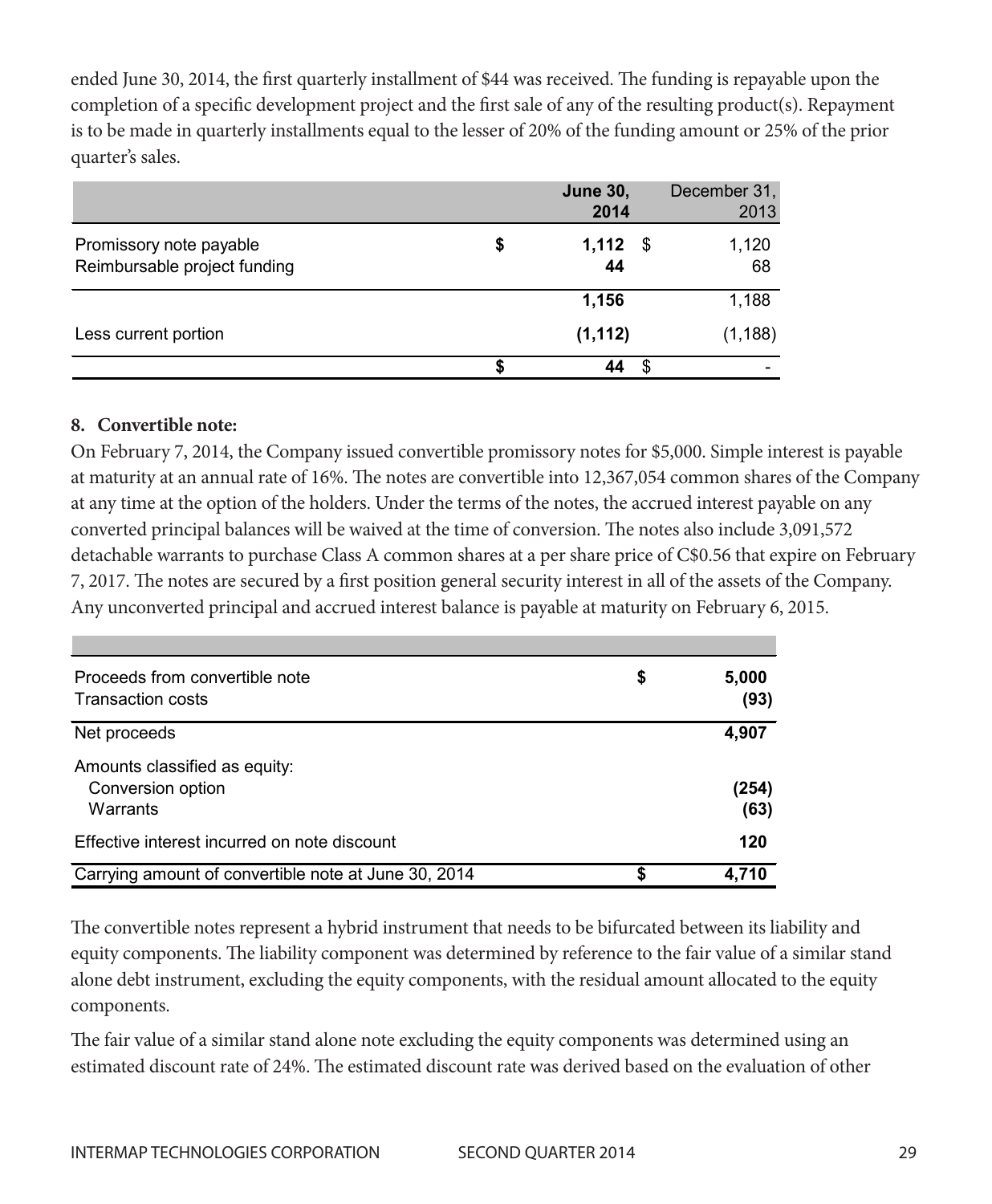ended June 30, 2014, the first quarterly installment of $44 was received. The funding is repayable upon the completion of a specific development project and the first sale of any of the resulting product(s). Repayment is to be made in quarterly installments equal to the lesser of 20% of the funding amount or 25% of the prior quarter's sales.

| | June 30, 2014 | December 31, 2013 |
|---|---|---|
| Promissory note payable | $ 1,112 | $ 1,120 |
| Reimbursable project funding | 44 | 68 |
| | 1,156 | 1,188 |
| Less current portion | (1,112) | (1,188) |
| | $ 44 | $ - |

**8. Convertible note:**

On February 7, 2014, the Company issued convertible promissory notes for $5,000. Simple interest is payable at maturity at an annual rate of 16%. The notes are convertible into 12,367,054 common shares of the Company at any time at the option of the holders. Under the terms of the notes, the accrued interest payable on any converted principal balances will be waived at the time of conversion. The notes also include 3,091,572 detachable warrants to purchase Class A common shares at a per share price of C$0.56 that expire on February 7, 2017. The notes are secured by a first position general security interest in all of the assets of the Company. Any unconverted principal and accrued interest balance is payable at maturity on February 6, 2015.

| | |
|---|---|
| Proceeds from convertible note | $ 5,000 |
| Transaction costs | (93) |
| Net proceeds | 4,907 |
| Amounts classified as equity: | |
| Conversion option | (254) |
| Warrants | (63) |
| Effective interest incurred on note discount | 120 |
| Carrying amount of convertible note at June 30, 2014 | $ 4,710 |

The convertible notes represent a hybrid instrument that needs to be bifurcated between its liability and equity components. The liability component was determined by reference to the fair value of a similar stand alone debt instrument, excluding the equity components, with the residual amount allocated to the equity components.

The fair value of a similar stand alone note excluding the equity components was determined using an estimated discount rate of 24%. The estimated discount rate was derived based on the evaluation of other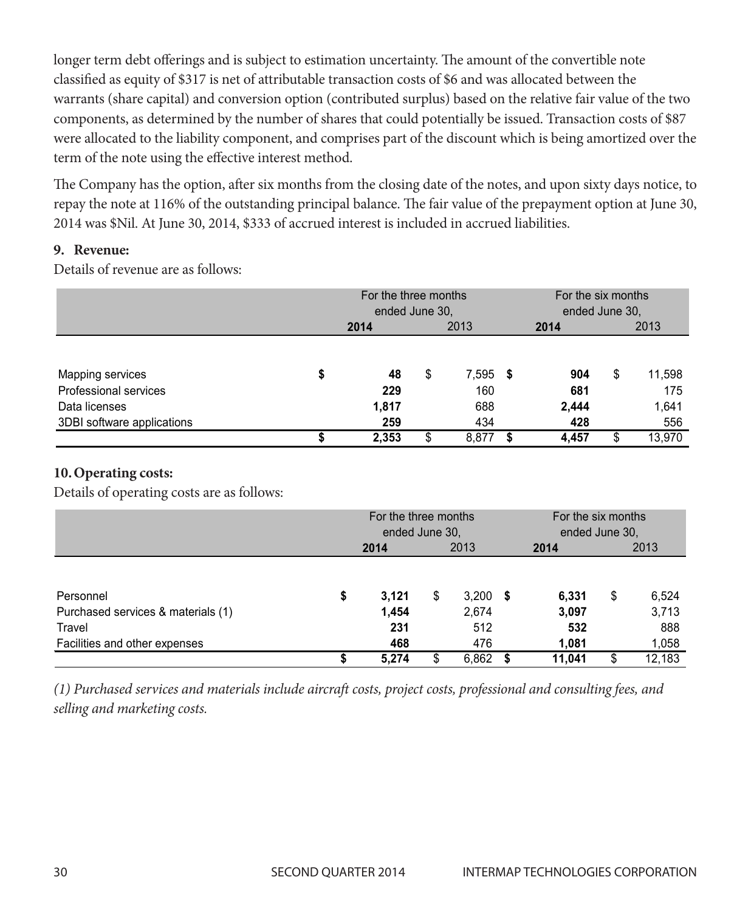longer term debt offerings and is subject to estimation uncertainty. The amount of the convertible note classified as equity of $317 is net of attributable transaction costs of $6 and was allocated between the warrants (share capital) and conversion option (contributed surplus) based on the relative fair value of the two components, as determined by the number of shares that could potentially be issued. Transaction costs of $87 were allocated to the liability component, and comprises part of the discount which is being amortized over the term of the note using the effective interest method.

The Company has the option, after six months from the closing date of the notes, and upon sixty days notice, to repay the note at 116% of the outstanding principal balance. The fair value of the prepayment option at June 30, 2014 was $Nil. At June 30, 2014, $333 of accrued interest is included in accrued liabilities.

**9. Revenue:**

Details of revenue are as follows:

| | For the three months ended June 30, | | For the six months ended June 30, | |
|---|---|---|---|---|
| | **2014** | 2013 | **2014** | 2013 |
| Mapping services | **$ 48** | $ 7,595 | **$ 904** | $ 11,598 |
| Professional services | **229** | 160 | **681** | 175 |
| Data licenses | **1,817** | 688 | **2,444** | 1,641 |
| 3DBI software applications | **259** | 434 | **428** | 556 |
| | **$ 2,353** | $ 8,877 | **$ 4,457** | $ 13,970 |

**10. Operating costs:**

Details of operating costs are as follows:

| | For the three months ended June 30, | | For the six months ended June 30, | |
|---|---|---|---|---|
| | **2014** | 2013 | **2014** | 2013 |
| Personnel | **$ 3,121** | $ 3,200 | **$ 6,331** | $ 6,524 |
| Purchased services & materials (1) | **1,454** | 2,674 | **3,097** | 3,713 |
| Travel | **231** | 512 | **532** | 888 |
| Facilities and other expenses | **468** | 476 | **1,081** | 1,058 |
| | **$ 5,274** | $ 6,862 | **$ 11,041** | $ 12,183 |

*(1) Purchased services and materials include aircraft costs, project costs, professional and consulting fees, and selling and marketing costs.*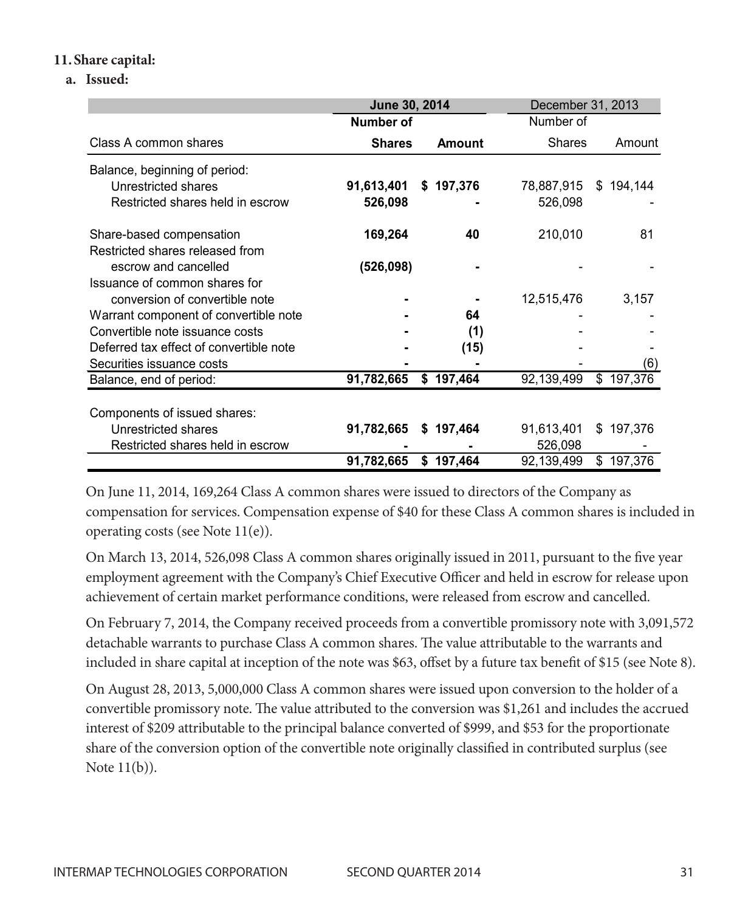## 11. Share capital:

### a. Issued:

| Class A common shares | June 30, 2014 Number of Shares | June 30, 2014 Amount | December 31, 2013 Number of Shares | December 31, 2013 Amount |
|---|---|---|---|---|
| Balance, beginning of period: | | | | |
| Unrestricted shares | **91,613,401** | **$ 197,376** | 78,887,915 | $ 194,144 |
| Restricted shares held in escrow | **526,098** | **-** | 526,098 | - |
| Share-based compensation | **169,264** | **40** | 210,010 | 81 |
| Restricted shares released from escrow and cancelled | **(526,098)** | **-** | - | - |
| Issuance of common shares for conversion of convertible note | **-** | **-** | 12,515,476 | 3,157 |
| Warrant component of convertible note | **-** | **64** | - | - |
| Convertible note issuance costs | **-** | **(1)** | - | - |
| Deferred tax effect of convertible note | **-** | **(15)** | - | - |
| Securities issuance costs | **-** | **-** | - | (6) |
| Balance, end of period: | **91,782,665** | **$ 197,464** | 92,139,499 | $ 197,376 |
| Components of issued shares: | | | | |
| Unrestricted shares | **91,782,665** | **$ 197,464** | 91,613,401 | $ 197,376 |
| Restricted shares held in escrow | **-** | **-** | 526,098 | - |
| | **91,782,665** | **$ 197,464** | 92,139,499 | $ 197,376 |

On June 11, 2014, 169,264 Class A common shares were issued to directors of the Company as compensation for services. Compensation expense of $40 for these Class A common shares is included in operating costs (see Note 11(e)).

On March 13, 2014, 526,098 Class A common shares originally issued in 2011, pursuant to the five year employment agreement with the Company's Chief Executive Officer and held in escrow for release upon achievement of certain market performance conditions, were released from escrow and cancelled.

On February 7, 2014, the Company received proceeds from a convertible promissory note with 3,091,572 detachable warrants to purchase Class A common shares. The value attributable to the warrants and included in share capital at inception of the note was $63, offset by a future tax benefit of $15 (see Note 8).

On August 28, 2013, 5,000,000 Class A common shares were issued upon conversion to the holder of a convertible promissory note. The value attributed to the conversion was $1,261 and includes the accrued interest of $209 attributable to the principal balance converted of $999, and $53 for the proportionate share of the conversion option of the convertible note originally classified in contributed surplus (see Note 11(b)).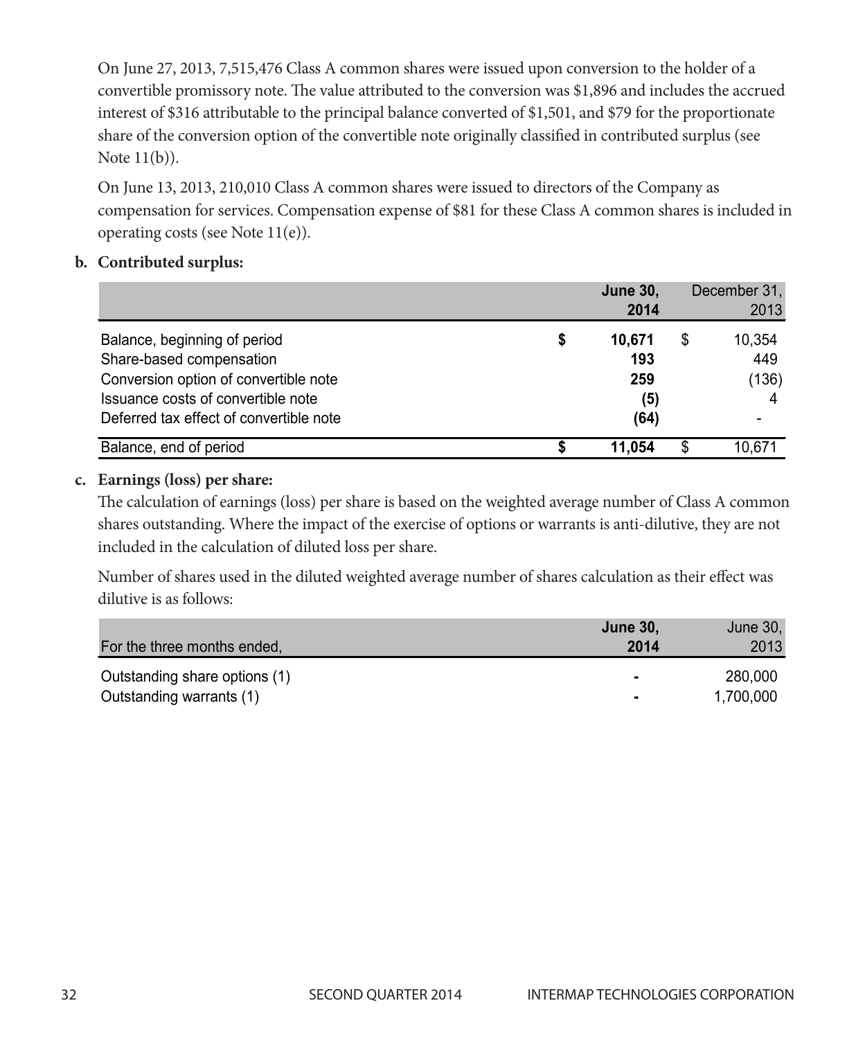On June 27, 2013, 7,515,476 Class A common shares were issued upon conversion to the holder of a convertible promissory note. The value attributed to the conversion was $1,896 and includes the accrued interest of $316 attributable to the principal balance converted of $1,501, and $79 for the proportionate share of the conversion option of the convertible note originally classified in contributed surplus (see Note 11(b)).

On June 13, 2013, 210,010 Class A common shares were issued to directors of the Company as compensation for services. Compensation expense of $81 for these Class A common shares is included in operating costs (see Note 11(e)).

**b. Contributed surplus:**

| | | **June 30, 2014** | | December 31, 2013 |
|---|---|---|---|---|
| Balance, beginning of period | **$** | **10,671** | $ | 10,354 |
| Share-based compensation | | **193** | | 449 |
| Conversion option of convertible note | | **259** | | (136) |
| Issuance costs of convertible note | | **(5)** | | 4 |
| Deferred tax effect of convertible note | | **(64)** | | - |
| Balance, end of period | **$** | **11,054** | $ | 10,671 |

**c. Earnings (loss) per share:**

The calculation of earnings (loss) per share is based on the weighted average number of Class A common shares outstanding. Where the impact of the exercise of options or warrants is anti-dilutive, they are not included in the calculation of diluted loss per share.

Number of shares used in the diluted weighted average number of shares calculation as their effect was dilutive is as follows:

| For the three months ended, | **June 30, 2014** | June 30, 2013 |
|---|---|---|
| Outstanding share options (1) | **-** | 280,000 |
| Outstanding warrants (1) | **-** | 1,700,000 |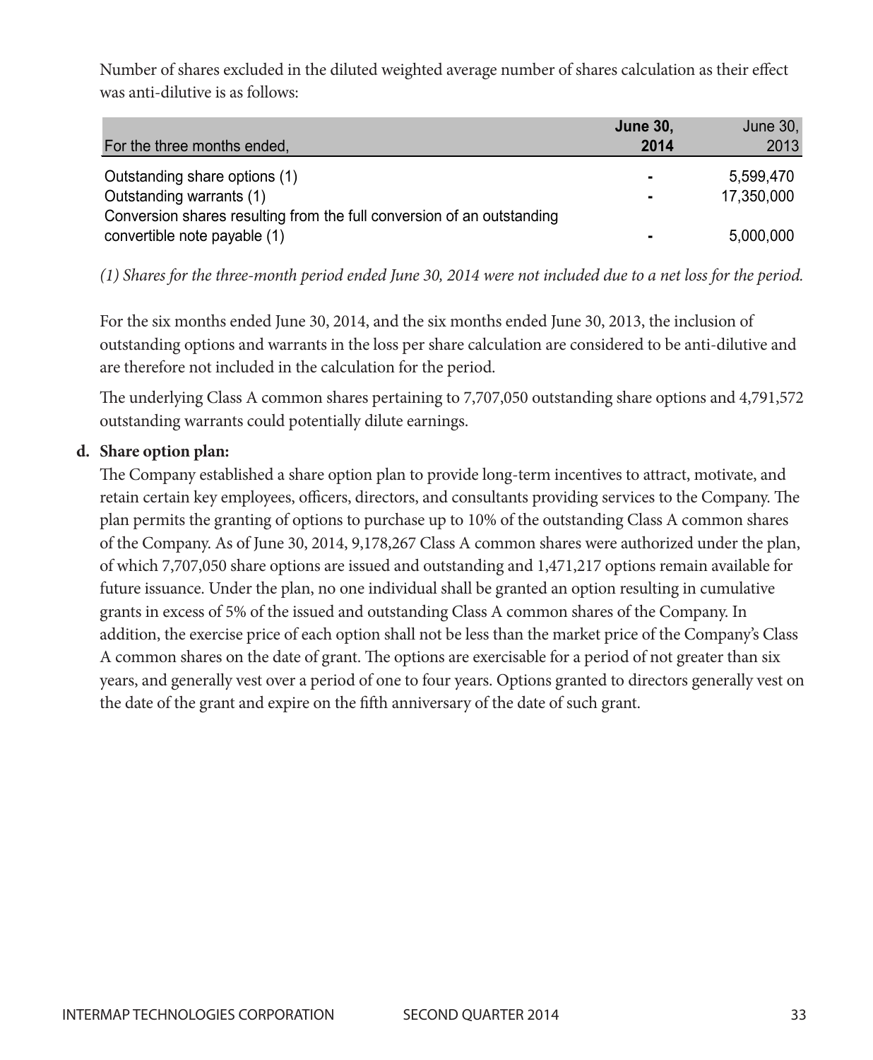Number of shares excluded in the diluted weighted average number of shares calculation as their effect was anti-dilutive is as follows:

| For the three months ended, | **June 30, 2014** | June 30, 2013 |
|---|---|---|
| Outstanding share options (1) | **-** | 5,599,470 |
| Outstanding warrants (1) | **-** | 17,350,000 |
| Conversion shares resulting from the full conversion of an outstanding convertible note payable (1) | **-** | 5,000,000 |

*(1) Shares for the three-month period ended June 30, 2014 were not included due to a net loss for the period.*

For the six months ended June 30, 2014, and the six months ended June 30, 2013, the inclusion of outstanding options and warrants in the loss per share calculation are considered to be anti-dilutive and are therefore not included in the calculation for the period.

The underlying Class A common shares pertaining to 7,707,050 outstanding share options and 4,791,572 outstanding warrants could potentially dilute earnings.

**d. Share option plan:**

The Company established a share option plan to provide long-term incentives to attract, motivate, and retain certain key employees, officers, directors, and consultants providing services to the Company. The plan permits the granting of options to purchase up to 10% of the outstanding Class A common shares of the Company. As of June 30, 2014, 9,178,267 Class A common shares were authorized under the plan, of which 7,707,050 share options are issued and outstanding and 1,471,217 options remain available for future issuance. Under the plan, no one individual shall be granted an option resulting in cumulative grants in excess of 5% of the issued and outstanding Class A common shares of the Company. In addition, the exercise price of each option shall not be less than the market price of the Company's Class A common shares on the date of grant. The options are exercisable for a period of not greater than six years, and generally vest over a period of one to four years. Options granted to directors generally vest on the date of the grant and expire on the fifth anniversary of the date of such grant.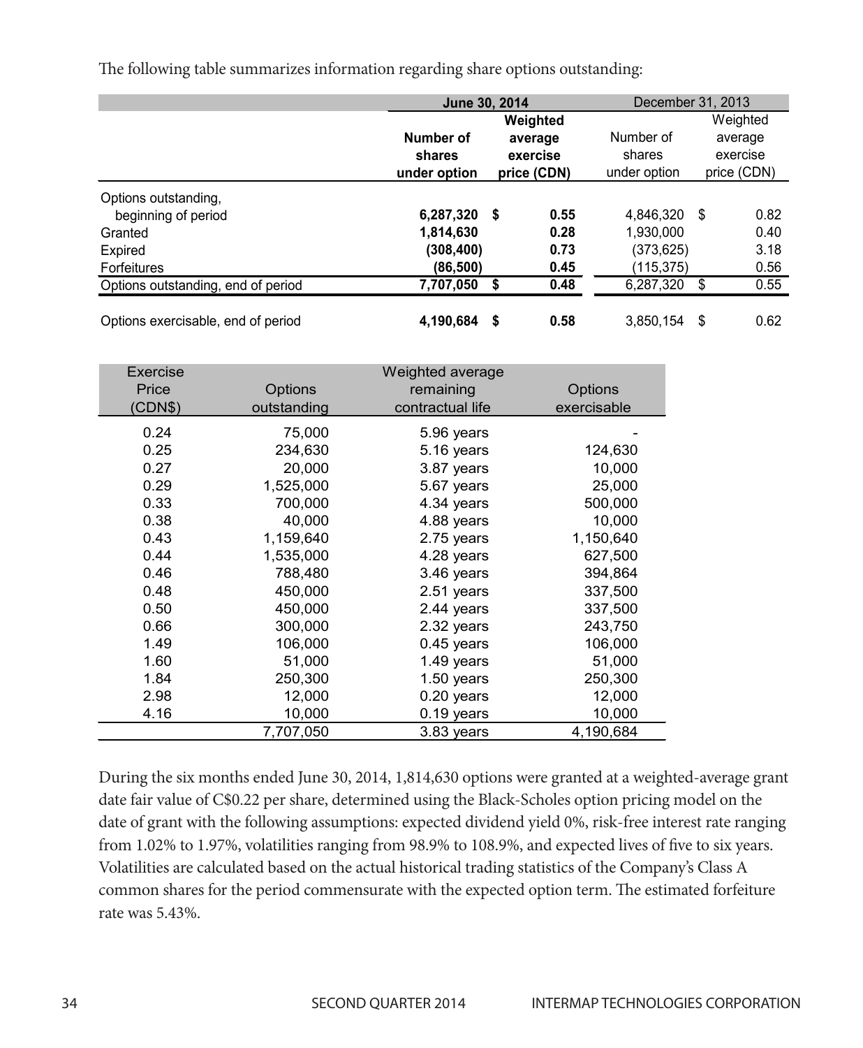The following table summarizes information regarding share options outstanding:

| | June 30, 2014 | | December 31, 2013 | |
|---|---|---|---|---|
| | **Number of shares under option** | **Weighted average exercise price (CDN)** | Number of shares under option | Weighted average exercise price (CDN) |
| Options outstanding, beginning of period | **6,287,320** | **$ 0.55** | 4,846,320 | $ 0.82 |
| Granted | **1,814,630** | **0.28** | 1,930,000 | 0.40 |
| Expired | **(308,400)** | **0.73** | (373,625) | 3.18 |
| Forfeitures | **(86,500)** | **0.45** | (115,375) | 0.56 |
| Options outstanding, end of period | **7,707,050** | **$ 0.48** | 6,287,320 | $ 0.55 |
| Options exercisable, end of period | **4,190,684** | **$ 0.58** | 3,850,154 | $ 0.62 |

| Exercise Price (CDN$) | Options outstanding | Weighted average remaining contractual life | Options exercisable |
|---|---|---|---|
| 0.24 | 75,000 | 5.96 years | - |
| 0.25 | 234,630 | 5.16 years | 124,630 |
| 0.27 | 20,000 | 3.87 years | 10,000 |
| 0.29 | 1,525,000 | 5.67 years | 25,000 |
| 0.33 | 700,000 | 4.34 years | 500,000 |
| 0.38 | 40,000 | 4.88 years | 10,000 |
| 0.43 | 1,159,640 | 2.75 years | 1,150,640 |
| 0.44 | 1,535,000 | 4.28 years | 627,500 |
| 0.46 | 788,480 | 3.46 years | 394,864 |
| 0.48 | 450,000 | 2.51 years | 337,500 |
| 0.50 | 450,000 | 2.44 years | 337,500 |
| 0.66 | 300,000 | 2.32 years | 243,750 |
| 1.49 | 106,000 | 0.45 years | 106,000 |
| 1.60 | 51,000 | 1.49 years | 51,000 |
| 1.84 | 250,300 | 1.50 years | 250,300 |
| 2.98 | 12,000 | 0.20 years | 12,000 |
| 4.16 | 10,000 | 0.19 years | 10,000 |
| | 7,707,050 | 3.83 years | 4,190,684 |

During the six months ended June 30, 2014, 1,814,630 options were granted at a weighted-average grant date fair value of C$0.22 per share, determined using the Black-Scholes option pricing model on the date of grant with the following assumptions: expected dividend yield 0%, risk-free interest rate ranging from 1.02% to 1.97%, volatilities ranging from 98.9% to 108.9%, and expected lives of five to six years. Volatilities are calculated based on the actual historical trading statistics of the Company's Class A common shares for the period commensurate with the expected option term. The estimated forfeiture rate was 5.43%.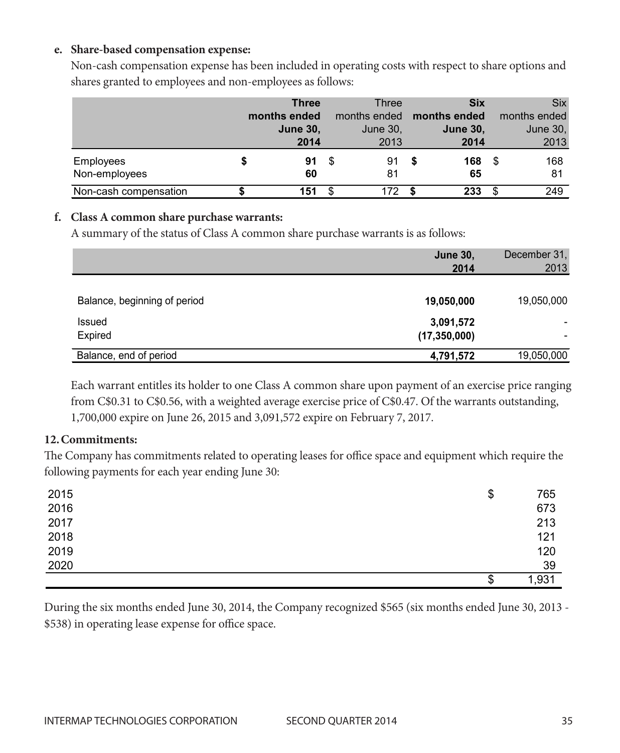**e. Share-based compensation expense:**

Non-cash compensation expense has been included in operating costs with respect to share options and shares granted to employees and non-employees as follows:

| | **Three months ended June 30, 2014** | Three months ended June 30, 2013 | **Six months ended June 30, 2014** | Six months ended June 30, 2013 |
|---|---|---|---|---|
| Employees | **$ 91** | $ 91 | **$ 168** | $ 168 |
| Non-employees | **60** | 81 | **65** | 81 |
| Non-cash compensation | **$ 151** | $ 172 | **$ 233** | $ 249 |

**f. Class A common share purchase warrants:**

A summary of the status of Class A common share purchase warrants is as follows:

| | **June 30, 2014** | December 31, 2013 |
|---|---|---|
| Balance, beginning of period | **19,050,000** | 19,050,000 |
| Issued | **3,091,572** | - |
| Expired | **(17,350,000)** | - |
| Balance, end of period | **4,791,572** | 19,050,000 |

Each warrant entitles its holder to one Class A common share upon payment of an exercise price ranging from C$0.31 to C$0.56, with a weighted average exercise price of C$0.47. Of the warrants outstanding, 1,700,000 expire on June 26, 2015 and 3,091,572 expire on February 7, 2017.

## 12. Commitments:

The Company has commitments related to operating leases for office space and equipment which require the following payments for each year ending June 30:

| | |
|---|---|
| 2015 | $ 765 |
| 2016 | 673 |
| 2017 | 213 |
| 2018 | 121 |
| 2019 | 120 |
| 2020 | 39 |
| | $ 1,931 |

During the six months ended June 30, 2014, the Company recognized $565 (six months ended June 30, 2013 - $538) in operating lease expense for office space.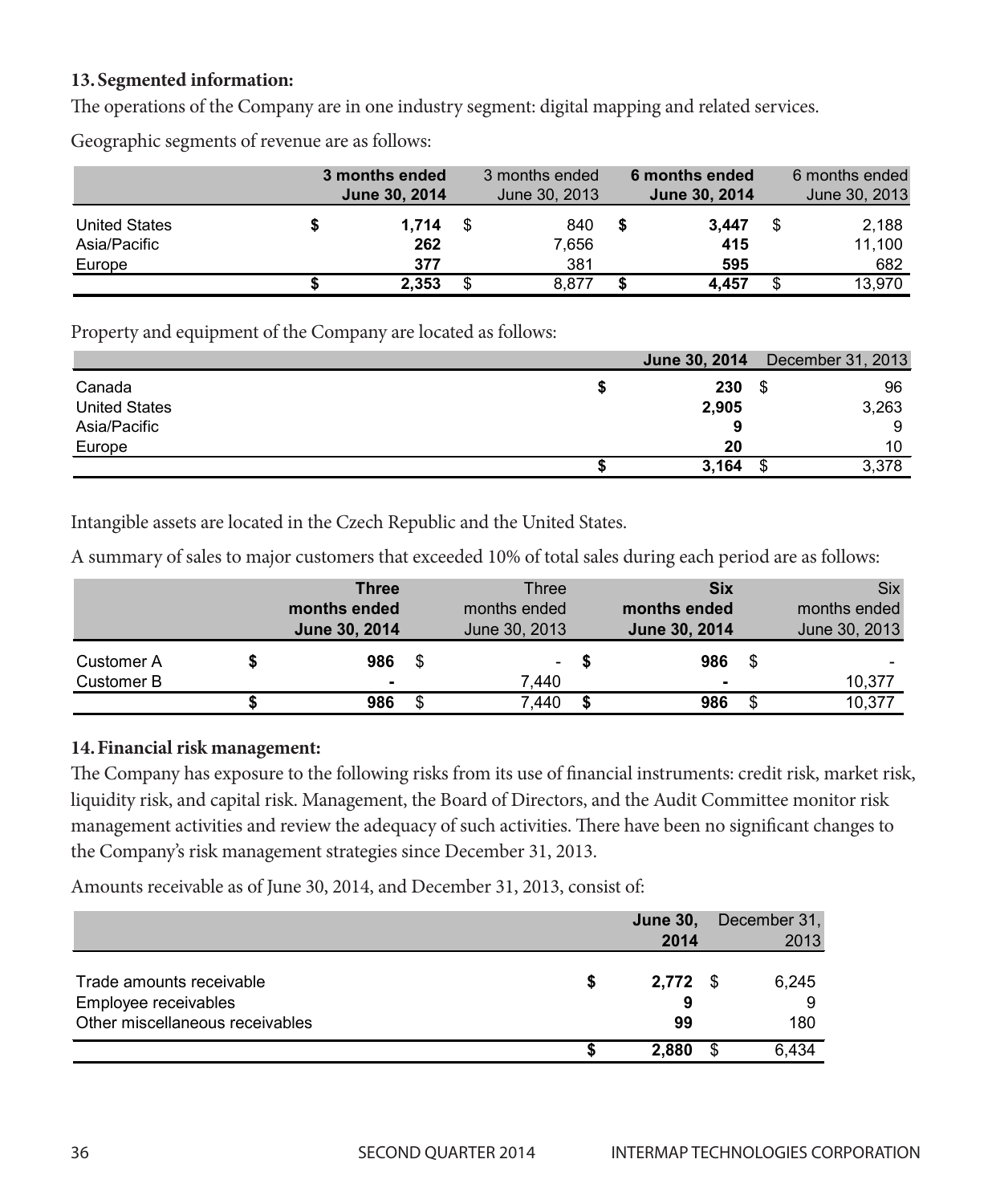**13. Segmented information:**

The operations of the Company are in one industry segment: digital mapping and related services.

Geographic segments of revenue are as follows:

| | **3 months ended June 30, 2014** | 3 months ended June 30, 2013 | **6 months ended June 30, 2014** | 6 months ended June 30, 2013 |
|---|---|---|---|---|
| United States | **$ 1,714** | $ 840 | **$ 3,447** | $ 2,188 |
| Asia/Pacific | **262** | 7,656 | **415** | 11,100 |
| Europe | **377** | 381 | **595** | 682 |
| | **$ 2,353** | $ 8,877 | **$ 4,457** | $ 13,970 |

Property and equipment of the Company are located as follows:

| | **June 30, 2014** | December 31, 2013 |
|---|---|---|
| Canada | **$ 230** | $ 96 |
| United States | **2,905** | 3,263 |
| Asia/Pacific | **9** | 9 |
| Europe | **20** | 10 |
| | **$ 3,164** | $ 3,378 |

Intangible assets are located in the Czech Republic and the United States.

A summary of sales to major customers that exceeded 10% of total sales during each period are as follows:

| | **Three months ended June 30, 2014** | Three months ended June 30, 2013 | **Six months ended June 30, 2014** | Six months ended June 30, 2013 |
|---|---|---|---|---|
| Customer A | **$ 986** | $ - | **$ 986** | $ - |
| Customer B | **-** | 7,440 | **-** | 10,377 |
| | **$ 986** | $ 7,440 | **$ 986** | $ 10,377 |

**14. Financial risk management:**

The Company has exposure to the following risks from its use of financial instruments: credit risk, market risk, liquidity risk, and capital risk. Management, the Board of Directors, and the Audit Committee monitor risk management activities and review the adequacy of such activities. There have been no significant changes to the Company's risk management strategies since December 31, 2013.

Amounts receivable as of June 30, 2014, and December 31, 2013, consist of:

| | **June 30, 2014** | December 31, 2013 |
|---|---|---|
| Trade amounts receivable | **$ 2,772** | $ 6,245 |
| Employee receivables | **9** | 9 |
| Other miscellaneous receivables | **99** | 180 |
| | **$ 2,880** | $ 6,434 |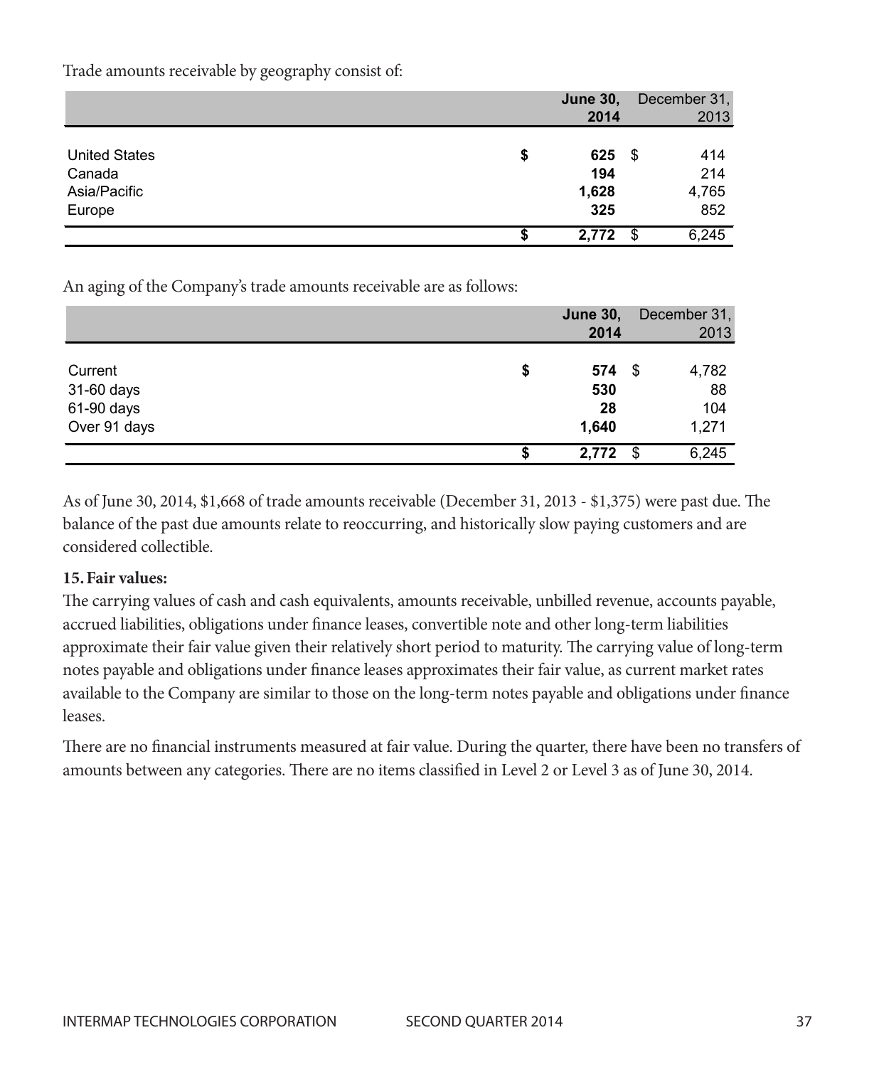Trade amounts receivable by geography consist of:

| | June 30, 2014 | December 31, 2013 |
|---|---|---|
| United States | $ 625 | $ 414 |
| Canada | 194 | 214 |
| Asia/Pacific | 1,628 | 4,765 |
| Europe | 325 | 852 |
| | $ 2,772 | $ 6,245 |

An aging of the Company's trade amounts receivable are as follows:

| | June 30, 2014 | December 31, 2013 |
|---|---|---|
| Current | $ 574 | $ 4,782 |
| 31-60 days | 530 | 88 |
| 61-90 days | 28 | 104 |
| Over 91 days | 1,640 | 1,271 |
| | $ 2,772 | $ 6,245 |

As of June 30, 2014, $1,668 of trade amounts receivable (December 31, 2013 - $1,375) were past due. The balance of the past due amounts relate to reoccurring, and historically slow paying customers and are considered collectible.

**15. Fair values:**

The carrying values of cash and cash equivalents, amounts receivable, unbilled revenue, accounts payable, accrued liabilities, obligations under finance leases, convertible note and other long-term liabilities approximate their fair value given their relatively short period to maturity. The carrying value of long-term notes payable and obligations under finance leases approximates their fair value, as current market rates available to the Company are similar to those on the long-term notes payable and obligations under finance leases.

There are no financial instruments measured at fair value. During the quarter, there have been no transfers of amounts between any categories. There are no items classified in Level 2 or Level 3 as of June 30, 2014.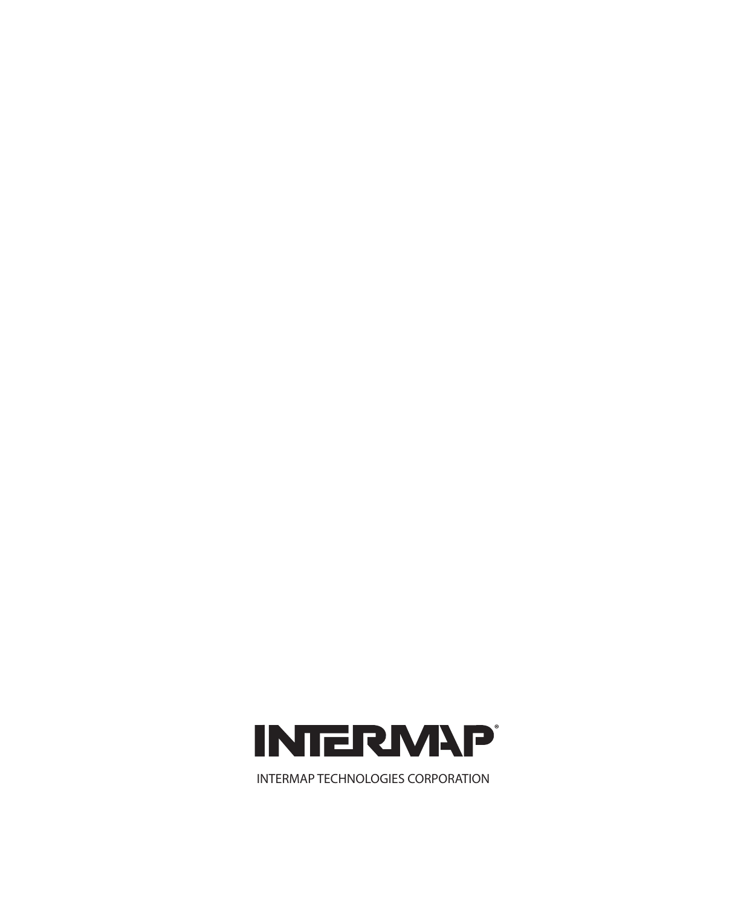INTERMAP®

INTERMAP TECHNOLOGIES CORPORATION